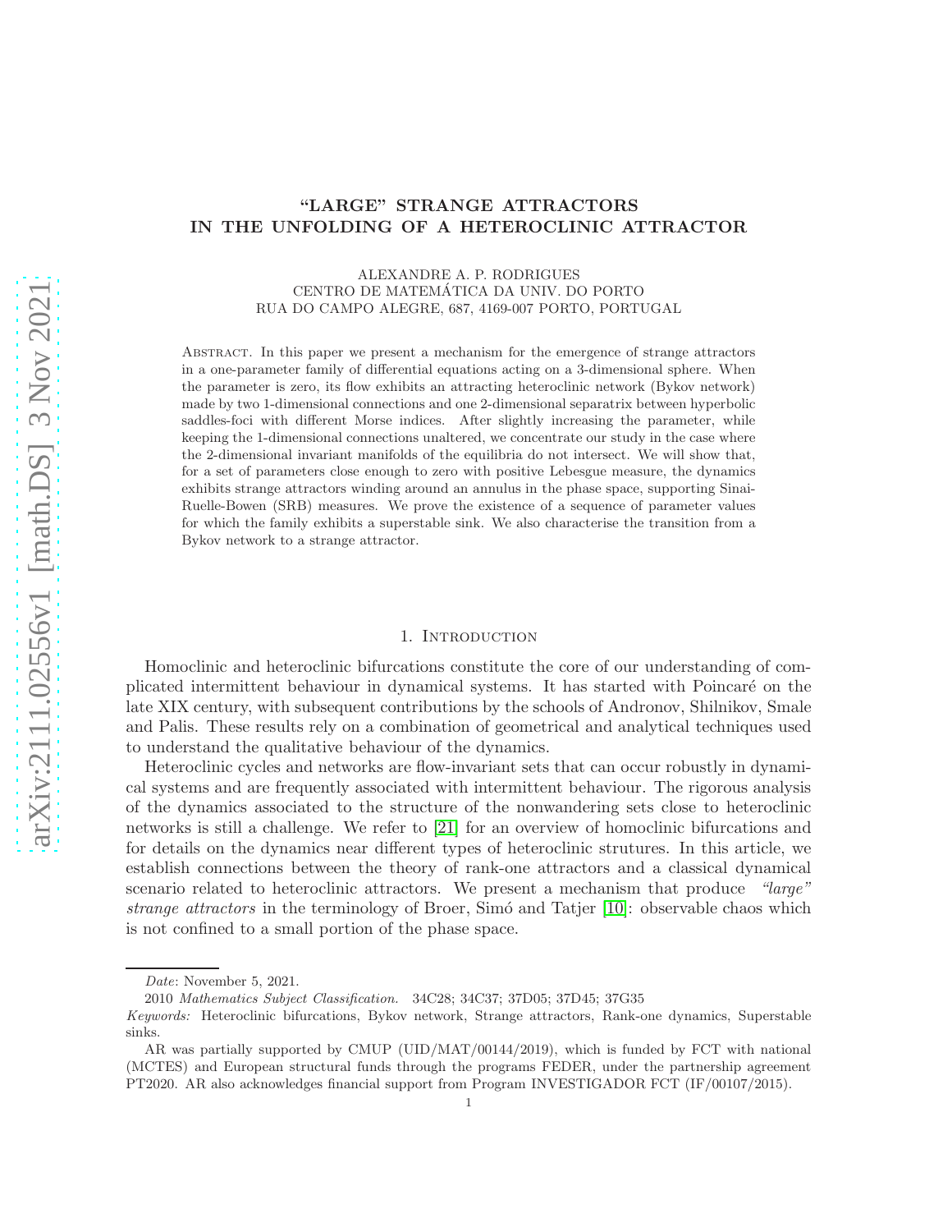# "LARGE" STRANGE ATTRACTORS IN THE UNFOLDING OF A HETEROCLINIC ATTRACTOR

ALEXANDRE A. P. RODRIGUES
CENTRO DE MATEMÁTICA DA UNIV. DO PORTO
RUA DO CAMPO ALEGRE, 687, 4169-007 PORTO, PORTUGAL

Abstract. In this paper we present a mechanism for the emergence of strange attractors in a one-parameter family of differential equations acting on a 3-dimensional sphere. When the parameter is zero, its flow exhibits an attracting heteroclinic network (Bykov network) made by two 1-dimensional connections and one 2-dimensional separatrix between hyperbolic saddles-foci with different Morse indices. After slightly increasing the parameter, while keeping the 1-dimensional connections unaltered, we concentrate our study in the case where the 2-dimensional invariant manifolds of the equilibria do not intersect. We will show that, for a set of parameters close enough to zero with positive Lebesgue measure, the dynamics exhibits strange attractors winding around an annulus in the phase space, supporting Sinai-Ruelle-Bowen (SRB) measures. We prove the existence of a sequence of parameter values for which the family exhibits a superstable sink. We also characterise the transition from a Bykov network to a strange attractor.

## 1. Introduction

Homoclinic and heteroclinic bifurcations constitute the core of our understanding of complicated intermittent behaviour in dynamical systems. It has started with Poincaré on the late XIX century, with subsequent contributions by the schools of Andronov, Shilnikov, Smale and Palis. These results rely on a combination of geometrical and analytical techniques used to understand the qualitative behaviour of the dynamics.

Heteroclinic cycles and networks are flow-invariant sets that can occur robustly in dynamical systems and are frequently associated with intermittent behaviour. The rigorous analysis of the dynamics associated to the structure of the nonwandering sets close to heteroclinic networks is still a challenge. We refer to [21] for an overview of homoclinic bifurcations and for details on the dynamics near different types of heteroclinic strutures. In this article, we establish connections between the theory of rank-one attractors and a classical dynamical scenario related to heteroclinic attractors. We present a mechanism that produce *"large" strange attractors* in the terminology of Broer, Simó and Tatjer [10]: observable chaos which is not confined to a small portion of the phase space.

*Date*: November 5, 2021.

2010 *Mathematics Subject Classification.* 34C28; 34C37; 37D05; 37D45; 37G35

*Keywords:* Heteroclinic bifurcations, Bykov network, Strange attractors, Rank-one dynamics, Superstable sinks.

AR was partially supported by CMUP (UID/MAT/00144/2019), which is funded by FCT with national (MCTES) and European structural funds through the programs FEDER, under the partnership agreement PT2020. AR also acknowledges financial support from Program INVESTIGADOR FCT (IF/00107/2015).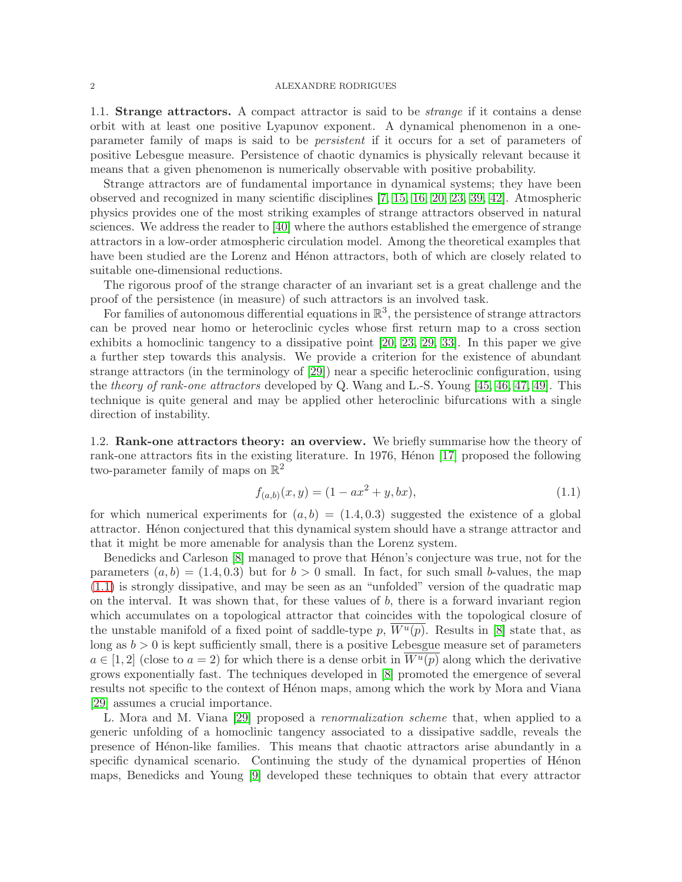### 1.1. Strange attractors.

A compact attractor is said to be *strange* if it contains a dense orbit with at least one positive Lyapunov exponent. A dynamical phenomenon in a one-parameter family of maps is said to be *persistent* if it occurs for a set of parameters of positive Lebesgue measure. Persistence of chaotic dynamics is physically relevant because it means that a given phenomenon is numerically observable with positive probability.

Strange attractors are of fundamental importance in dynamical systems; they have been observed and recognized in many scientific disciplines [7, 15, 16, 20, 23, 39, 42]. Atmospheric physics provides one of the most striking examples of strange attractors observed in natural sciences. We address the reader to [40] where the authors established the emergence of strange attractors in a low-order atmospheric circulation model. Among the theoretical examples that have been studied are the Lorenz and Hénon attractors, both of which are closely related to suitable one-dimensional reductions.

The rigorous proof of the strange character of an invariant set is a great challenge and the proof of the persistence (in measure) of such attractors is an involved task.

For families of autonomous differential equations in $\mathbb{R}^3$, the persistence of strange attractors can be proved near homo or heteroclinic cycles whose first return map to a cross section exhibits a homoclinic tangency to a dissipative point [20, 23, 29, 33]. In this paper we give a further step towards this analysis. We provide a criterion for the existence of abundant strange attractors (in the terminology of [29]) near a specific heteroclinic configuration, using the *theory of rank-one attractors* developed by Q. Wang and L.-S. Young [45, 46, 47, 49]. This technique is quite general and may be applied other heteroclinic bifurcations with a single direction of instability.

### 1.2. Rank-one attractors theory: an overview.

We briefly summarise how the theory of rank-one attractors fits in the existing literature. In 1976, Hénon [17] proposed the following two-parameter family of maps on $\mathbb{R}^2$

$$f_{(a,b)}(x,y) = (1 - ax^2 + y, bx), \tag{1.1}$$

for which numerical experiments for $(a, b) = (1.4, 0.3)$ suggested the existence of a global attractor. Hénon conjectured that this dynamical system should have a strange attractor and that it might be more amenable for analysis than the Lorenz system.

Benedicks and Carleson [8] managed to prove that Hénon's conjecture was true, not for the parameters $(a, b) = (1.4, 0.3)$ but for $b > 0$ small. In fact, for such small $b$-values, the map (1.1) is strongly dissipative, and may be seen as an "unfolded" version of the quadratic map on the interval. It was shown that, for these values of $b$, there is a forward invariant region which accumulates on a topological attractor that coincides with the topological closure of the unstable manifold of a fixed point of saddle-type $p$, $\overline{W^u(p)}$. Results in [8] state that, as long as $b > 0$ is kept sufficiently small, there is a positive Lebesgue measure set of parameters $a \in [1, 2]$ (close to $a = 2$) for which there is a dense orbit in $\overline{W^u(p)}$ along which the derivative grows exponentially fast. The techniques developed in [8] promoted the emergence of several results not specific to the context of Hénon maps, among which the work by Mora and Viana [29] assumes a crucial importance.

L. Mora and M. Viana [29] proposed a *renormalization scheme* that, when applied to a generic unfolding of a homoclinic tangency associated to a dissipative saddle, reveals the presence of Hénon-like families. This means that chaotic attractors arise abundantly in a specific dynamical scenario. Continuing the study of the dynamical properties of Hénon maps, Benedicks and Young [9] developed these techniques to obtain that every attractor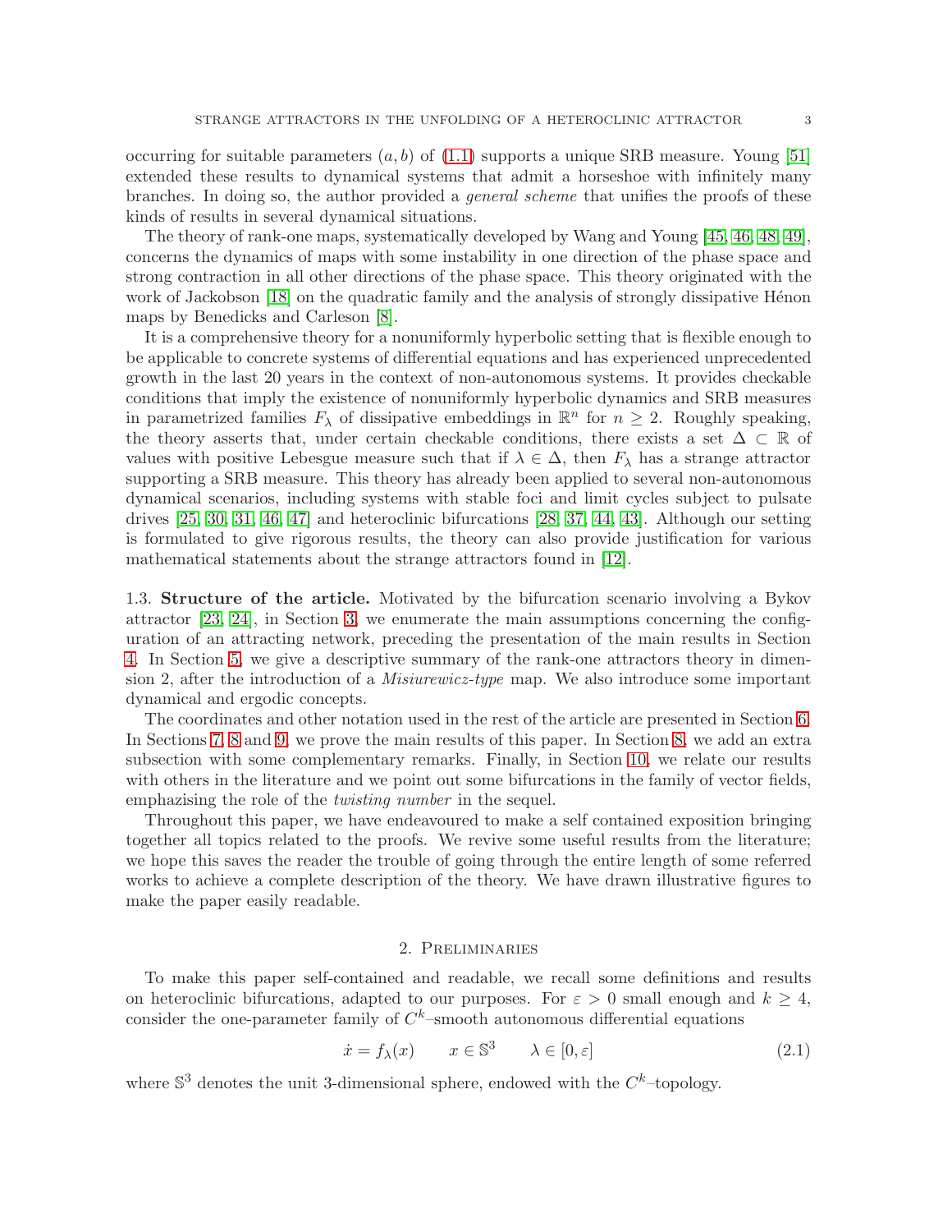occurring for suitable parameters $(a, b)$ of (1.1) supports a unique SRB measure. Young [51] extended these results to dynamical systems that admit a horseshoe with infinitely many branches. In doing so, the author provided a *general scheme* that unifies the proofs of these kinds of results in several dynamical situations.

The theory of rank-one maps, systematically developed by Wang and Young [45, 46, 48, 49], concerns the dynamics of maps with some instability in one direction of the phase space and strong contraction in all other directions of the phase space. This theory originated with the work of Jackobson [18] on the quadratic family and the analysis of strongly dissipative Hénon maps by Benedicks and Carleson [8].

It is a comprehensive theory for a nonuniformly hyperbolic setting that is flexible enough to be applicable to concrete systems of differential equations and has experienced unprecedented growth in the last 20 years in the context of non-autonomous systems. It provides checkable conditions that imply the existence of nonuniformly hyperbolic dynamics and SRB measures in parametrized families $F_\lambda$ of dissipative embeddings in $\mathbb{R}^n$ for $n \geq 2$. Roughly speaking, the theory asserts that, under certain checkable conditions, there exists a set $\Delta \subset \mathbb{R}$ of values with positive Lebesgue measure such that if $\lambda \in \Delta$, then $F_\lambda$ has a strange attractor supporting a SRB measure. This theory has already been applied to several non-autonomous dynamical scenarios, including systems with stable foci and limit cycles subject to pulsate drives [25, 30, 31, 46, 47] and heteroclinic bifurcations [28, 37, 44, 43]. Although our setting is formulated to give rigorous results, the theory can also provide justification for various mathematical statements about the strange attractors found in [12].

### 1.3. Structure of the article.

Motivated by the bifurcation scenario involving a Bykov attractor [23, 24], in Section 3, we enumerate the main assumptions concerning the configuration of an attracting network, preceding the presentation of the main results in Section 4. In Section 5, we give a descriptive summary of the rank-one attractors theory in dimension 2, after the introduction of a *Misiurewicz-type* map. We also introduce some important dynamical and ergodic concepts.

The coordinates and other notation used in the rest of the article are presented in Section 6. In Sections 7, 8 and 9, we prove the main results of this paper. In Section 8, we add an extra subsection with some complementary remarks. Finally, in Section 10, we relate our results with others in the literature and we point out some bifurcations in the family of vector fields, emphasizing the role of the *twisting number* in the sequel.

Throughout this paper, we have endeavoured to make a self contained exposition bringing together all topics related to the proofs. We revive some useful results from the literature; we hope this saves the reader the trouble of going through the entire length of some referred works to achieve a complete description of the theory. We have drawn illustrative figures to make the paper easily readable.

## 2. Preliminaries

To make this paper self-contained and readable, we recall some definitions and results on heteroclinic bifurcations, adapted to our purposes. For $\varepsilon > 0$ small enough and $k \geq 4$, consider the one-parameter family of $C^k$–smooth autonomous differential equations

$$\dot{x} = f_\lambda(x) \qquad x \in \mathbb{S}^3 \qquad \lambda \in [0, \varepsilon] \tag{2.1}$$

where $\mathbb{S}^3$ denotes the unit 3-dimensional sphere, endowed with the $C^k$–topology.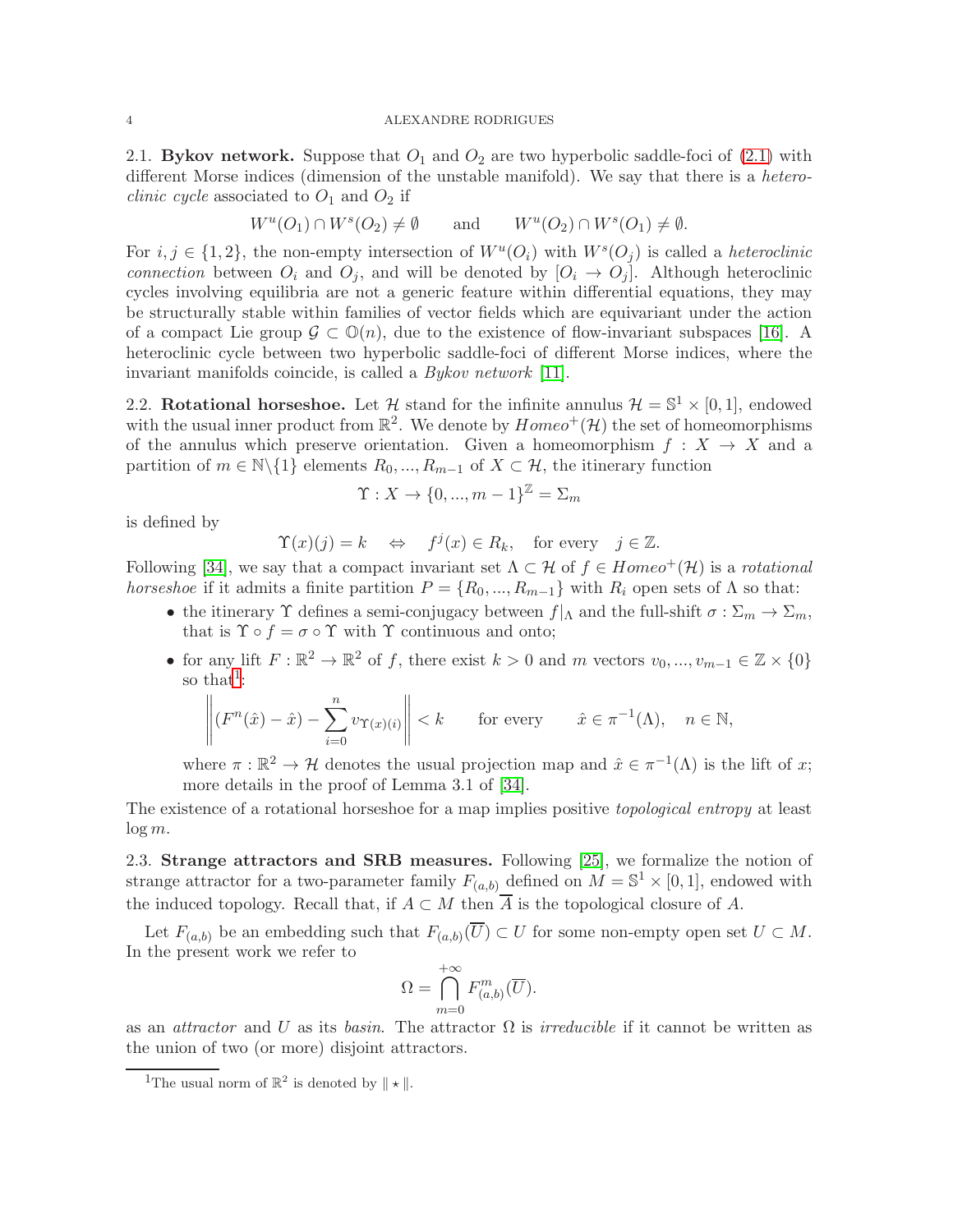**2.1. Bykov network.** Suppose that $O_1$ and $O_2$ are two hyperbolic saddle-foci of (2.1) with different Morse indices (dimension of the unstable manifold). We say that there is a *heteroclinic cycle* associated to $O_1$ and $O_2$ if

$$W^u(O_1) \cap W^s(O_2) \neq \emptyset \qquad \text{and} \qquad W^u(O_2) \cap W^s(O_1) \neq \emptyset.$$

For $i, j \in \{1, 2\}$, the non-empty intersection of $W^u(O_i)$ with $W^s(O_j)$ is called a *heteroclinic connection* between $O_i$ and $O_j$, and will be denoted by $[O_i \to O_j]$. Although heteroclinic cycles involving equilibria are not a generic feature within differential equations, they may be structurally stable within families of vector fields which are equivariant under the action of a compact Lie group $\mathcal{G} \subset \mathbb{O}(n)$, due to the existence of flow-invariant subspaces [16]. A heteroclinic cycle between two hyperbolic saddle-foci of different Morse indices, where the invariant manifolds coincide, is called a *Bykov network* [11].

**2.2. Rotational horseshoe.** Let $\mathcal{H}$ stand for the infinite annulus $\mathcal{H} = \mathbb{S}^1 \times [0, 1]$, endowed with the usual inner product from $\mathbb{R}^2$. We denote by $Homeo^+(\mathcal{H})$ the set of homeomorphisms of the annulus which preserve orientation. Given a homeomorphism $f : X \to X$ and a partition of $m \in \mathbb{N}\backslash\{1\}$ elements $R_0, ..., R_{m-1}$ of $X \subset \mathcal{H}$, the itinerary function

$$\Upsilon : X \to \{0, ..., m-1\}^{\mathbb{Z}} = \Sigma_m$$

is defined by

$$\Upsilon(x)(j) = k \quad \Leftrightarrow \quad f^j(x) \in R_k, \quad \text{for every} \quad j \in \mathbb{Z}.$$

Following [34], we say that a compact invariant set $\Lambda \subset \mathcal{H}$ of $f \in Homeo^+(\mathcal{H})$ is a *rotational horseshoe* if it admits a finite partition $P = \{R_0, ..., R_{m-1}\}$ with $R_i$ open sets of $\Lambda$ so that:

- the itinerary $\Upsilon$ defines a semi-conjugacy between $f|_\Lambda$ and the full-shift $\sigma : \Sigma_m \to \Sigma_m$, that is $\Upsilon \circ f = \sigma \circ \Upsilon$ with $\Upsilon$ continuous and onto;
- for any lift $F : \mathbb{R}^2 \to \mathbb{R}^2$ of $f$, there exist $k > 0$ and $m$ vectors $v_0, ..., v_{m-1} \in \mathbb{Z} \times \{0\}$ so that[1]:

$$\left\| (F^n(\hat{x}) - \hat{x}) - \sum_{i=0}^{n} v_{\Upsilon(x)(i)} \right\| < k \qquad \text{for every} \qquad \hat{x} \in \pi^{-1}(\Lambda), \quad n \in \mathbb{N},$$

where $\pi : \mathbb{R}^2 \to \mathcal{H}$ denotes the usual projection map and $\hat{x} \in \pi^{-1}(\Lambda)$ is the lift of $x$; more details in the proof of Lemma 3.1 of [34].

The existence of a rotational horseshoe for a map implies positive *topological entropy* at least $\log m$.

**2.3. Strange attractors and SRB measures.** Following [25], we formalize the notion of strange attractor for a two-parameter family $F_{(a,b)}$ defined on $M = \mathbb{S}^1 \times [0, 1]$, endowed with the induced topology. Recall that, if $A \subset M$ then $\overline{A}$ is the topological closure of $A$.

Let $F_{(a,b)}$ be an embedding such that $F_{(a,b)}(\overline{U}) \subset U$ for some non-empty open set $U \subset M$. In the present work we refer to

$$\Omega = \bigcap_{m=0}^{+\infty} F^m_{(a,b)}(\overline{U}).$$

as an *attractor* and $U$ as its *basin*. The attractor $\Omega$ is *irreducible* if it cannot be written as the union of two (or more) disjoint attractors.

[1] The usual norm of $\mathbb{R}^2$ is denoted by $\| \star \|$.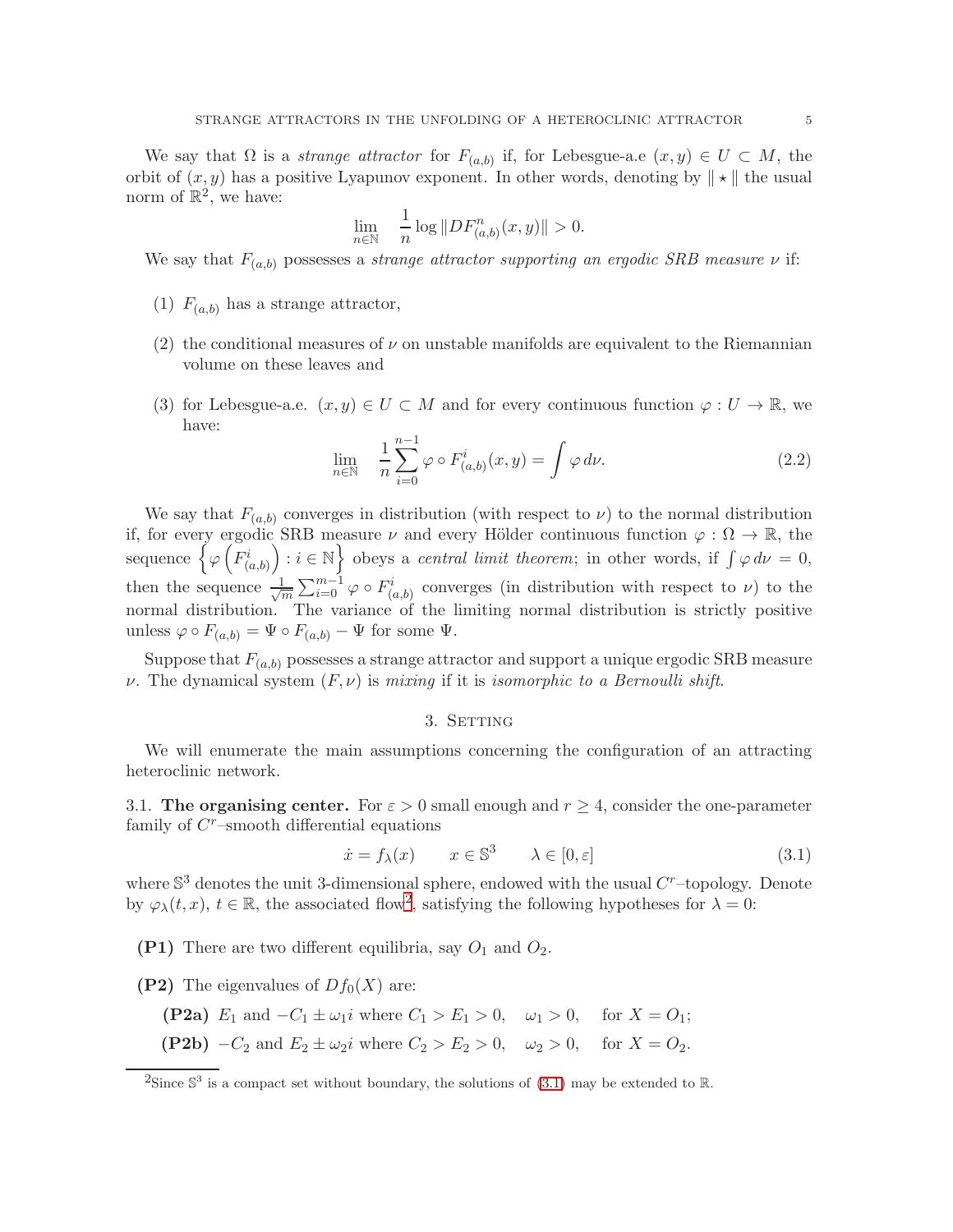We say that $\Omega$ is a *strange attractor* for $F_{(a,b)}$ if, for Lebesgue-a.e $(x,y) \in U \subset M$, the orbit of $(x,y)$ has a positive Lyapunov exponent. In other words, denoting by $\| \star \|$ the usual norm of $\mathbb{R}^2$, we have:

$$\lim_{n \in \mathbb{N}} \quad \frac{1}{n} \log \|DF^n_{(a,b)}(x,y)\| > 0.$$

We say that $F_{(a,b)}$ possesses a *strange attractor supporting an ergodic SRB measure* $\nu$ if:

(1) $F_{(a,b)}$ has a strange attractor,

(2) the conditional measures of $\nu$ on unstable manifolds are equivalent to the Riemannian volume on these leaves and

(3) for Lebesgue-a.e. $(x,y) \in U \subset M$ and for every continuous function $\varphi : U \to \mathbb{R}$, we have:

$$\lim_{n \in \mathbb{N}} \quad \frac{1}{n} \sum_{i=0}^{n-1} \varphi \circ F^i_{(a,b)}(x,y) = \int \varphi \, d\nu. \tag{2.2}$$

We say that $F_{(a,b)}$ converges in distribution (with respect to $\nu$) to the normal distribution if, for every ergodic SRB measure $\nu$ and every Hölder continuous function $\varphi : \Omega \to \mathbb{R}$, the sequence $\left\{ \varphi\left(F^i_{(a,b)}\right) : i \in \mathbb{N} \right\}$ obeys a *central limit theorem*; in other words, if $\int \varphi \, d\nu = 0$, then the sequence $\frac{1}{\sqrt{m}} \sum_{i=0}^{m-1} \varphi \circ F^i_{(a,b)}$ converges (in distribution with respect to $\nu$) to the normal distribution. The variance of the limiting normal distribution is strictly positive unless $\varphi \circ F_{(a,b)} = \Psi \circ F_{(a,b)} - \Psi$ for some $\Psi$.

Suppose that $F_{(a,b)}$ possesses a strange attractor and support a unique ergodic SRB measure $\nu$. The dynamical system $(F, \nu)$ is *mixing* if it is *isomorphic to a Bernoulli shift.*

## 3. Setting

We will enumerate the main assumptions concerning the configuration of an attracting heteroclinic network.

### 3.1. The organising center.

For $\varepsilon > 0$ small enough and $r \geq 4$, consider the one-parameter family of $C^r$–smooth differential equations

$$\dot{x} = f_\lambda(x) \qquad x \in \mathbb{S}^3 \qquad \lambda \in [0, \varepsilon] \tag{3.1}$$

where $\mathbb{S}^3$ denotes the unit 3-dimensional sphere, endowed with the usual $C^r$–topology. Denote by $\varphi_\lambda(t,x)$, $t \in \mathbb{R}$, the associated flow[2], satisfying the following hypotheses for $\lambda = 0$:

**(P1)** There are two different equilibria, say $O_1$ and $O_2$.

**(P2)** The eigenvalues of $Df_0(X)$ are:

**(P2a)** $E_1$ and $-C_1 \pm \omega_1 i$ where $C_1 > E_1 > 0$, $\quad \omega_1 > 0$, $\quad$ for $X = O_1$;

**(P2b)** $-C_2$ and $E_2 \pm \omega_2 i$ where $C_2 > E_2 > 0$, $\quad \omega_2 > 0$, $\quad$ for $X = O_2$.

[2] Since $\mathbb{S}^3$ is a compact set without boundary, the solutions of (3.1) may be extended to $\mathbb{R}$.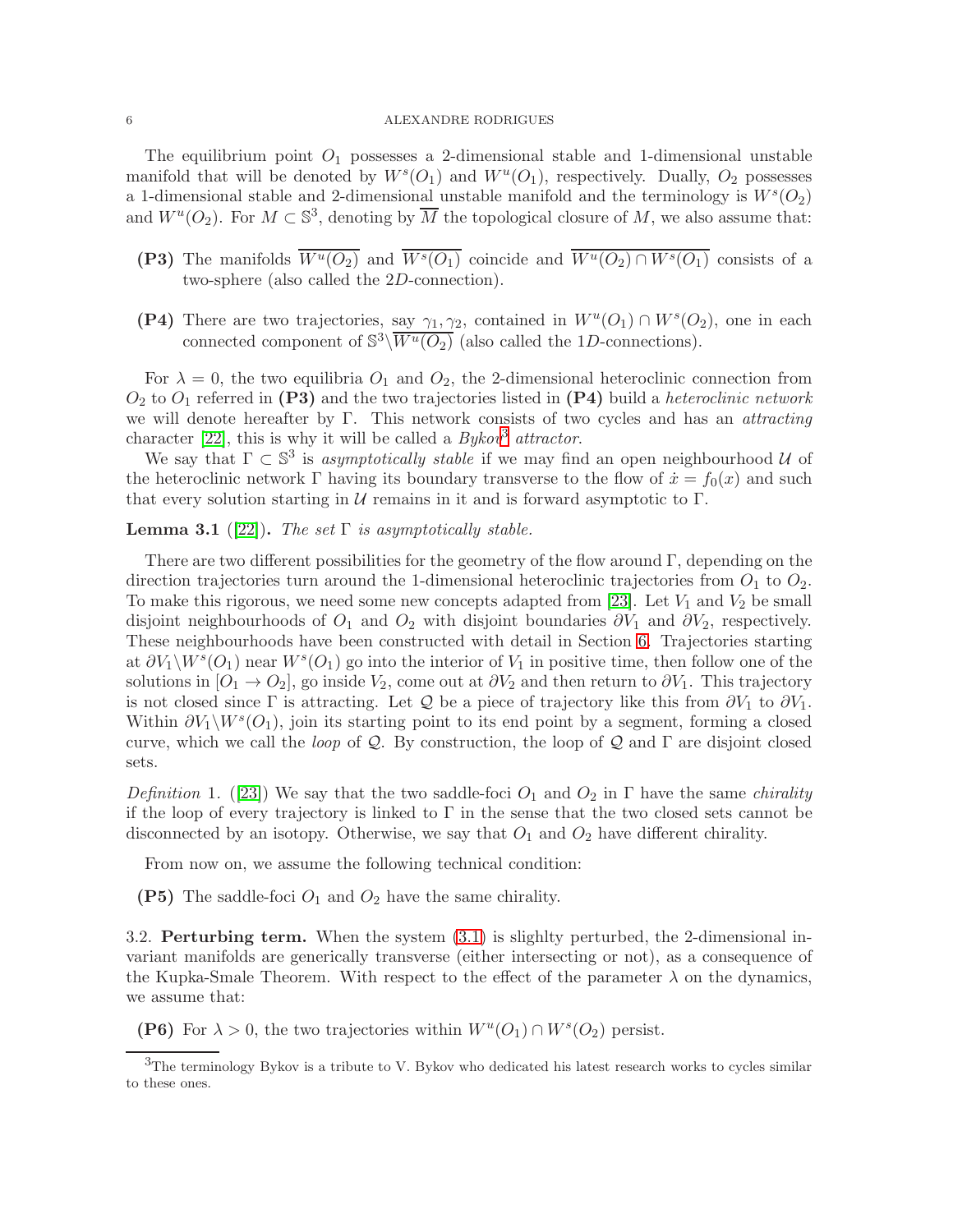The equilibrium point $O_1$ possesses a 2-dimensional stable and 1-dimensional unstable manifold that will be denoted by $W^s(O_1)$ and $W^u(O_1)$, respectively. Dually, $O_2$ possesses a 1-dimensional stable and 2-dimensional unstable manifold and the terminology is $W^s(O_2)$ and $W^u(O_2)$. For $M \subset \mathbb{S}^3$, denoting by $\overline{M}$ the topological closure of $M$, we also assume that:

- **(P3)** The manifolds $\overline{W^u(O_2)}$ and $\overline{W^s(O_1)}$ coincide and $\overline{W^u(O_2) \cap W^s(O_1)}$ consists of a two-sphere (also called the $2D$-connection).
- **(P4)** There are two trajectories, say $\gamma_1, \gamma_2$, contained in $W^u(O_1) \cap W^s(O_2)$, one in each connected component of $\mathbb{S}^3 \backslash \overline{W^u(O_2)}$ (also called the $1D$-connections).

For $\lambda = 0$, the two equilibria $O_1$ and $O_2$, the 2-dimensional heteroclinic connection from $O_2$ to $O_1$ referred in **(P3)** and the two trajectories listed in **(P4)** build a *heteroclinic network* we will denote hereafter by $\Gamma$. This network consists of two cycles and has an *attracting* character [22], this is why it will be called a *Bykov*[3] *attractor*.

We say that $\Gamma \subset \mathbb{S}^3$ is *asymptotically stable* if we may find an open neighbourhood $\mathcal{U}$ of the heteroclinic network $\Gamma$ having its boundary transverse to the flow of $\dot{x} = f_0(x)$ and such that every solution starting in $\mathcal{U}$ remains in it and is forward asymptotic to $\Gamma$.

**Lemma 3.1** ([22])**.** *The set* $\Gamma$ *is asymptotically stable.*

There are two different possibilities for the geometry of the flow around $\Gamma$, depending on the direction trajectories turn around the 1-dimensional heteroclinic trajectories from $O_1$ to $O_2$. To make this rigorous, we need some new concepts adapted from [23]. Let $V_1$ and $V_2$ be small disjoint neighbourhoods of $O_1$ and $O_2$ with disjoint boundaries $\partial V_1$ and $\partial V_2$, respectively. These neighbourhoods have been constructed with detail in Section 6. Trajectories starting at $\partial V_1 \backslash W^s(O_1)$ near $W^s(O_1)$ go into the interior of $V_1$ in positive time, then follow one of the solutions in $[O_1 \to O_2]$, go inside $V_2$, come out at $\partial V_2$ and then return to $\partial V_1$. This trajectory is not closed since $\Gamma$ is attracting. Let $\mathcal{Q}$ be a piece of trajectory like this from $\partial V_1$ to $\partial V_1$. Within $\partial V_1 \backslash W^s(O_1)$, join its starting point to its end point by a segment, forming a closed curve, which we call the *loop* of $\mathcal{Q}$. By construction, the loop of $\mathcal{Q}$ and $\Gamma$ are disjoint closed sets.

*Definition* 1. ([23]) We say that the two saddle-foci $O_1$ and $O_2$ in $\Gamma$ have the same *chirality* if the loop of every trajectory is linked to $\Gamma$ in the sense that the two closed sets cannot be disconnected by an isotopy. Otherwise, we say that $O_1$ and $O_2$ have different chirality.

From now on, we assume the following technical condition:

- **(P5)** The saddle-foci $O_1$ and $O_2$ have the same chirality.

3.2. **Perturbing term.** When the system (3.1) is slighlty perturbed, the 2-dimensional invariant manifolds are generically transverse (either intersecting or not), as a consequence of the Kupka-Smale Theorem. With respect to the effect of the parameter $\lambda$ on the dynamics, we assume that:

- **(P6)** For $\lambda > 0$, the two trajectories within $W^u(O_1) \cap W^s(O_2)$ persist.

[3]The terminology Bykov is a tribute to V. Bykov who dedicated his latest research works to cycles similar to these ones.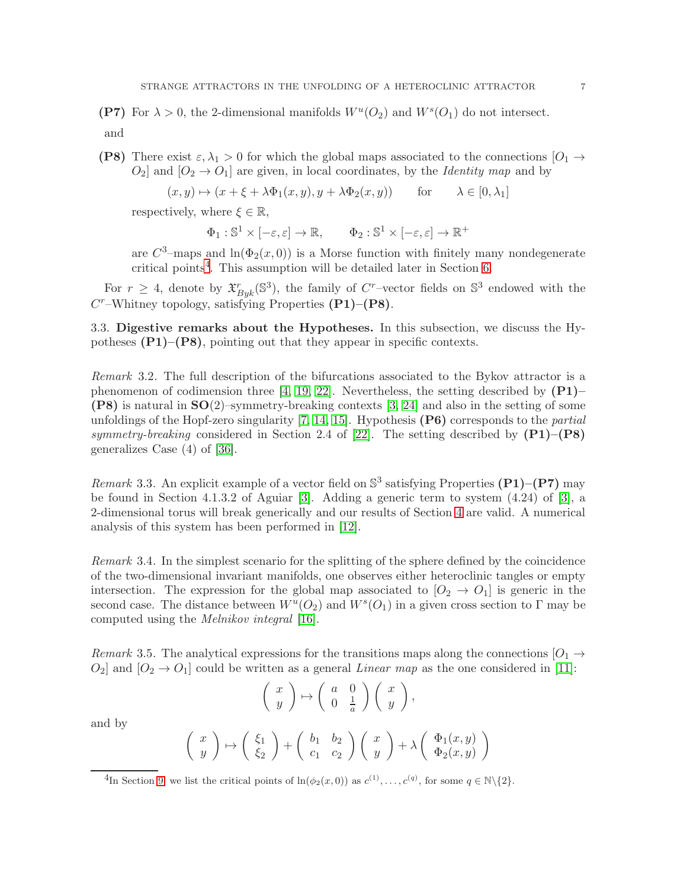**(P7)** For $\lambda > 0$, the 2-dimensional manifolds $W^u(O_2)$ and $W^s(O_1)$ do not intersect.

and

**(P8)** There exist $\varepsilon, \lambda_1 > 0$ for which the global maps associated to the connections $[O_1 \to O_2]$ and $[O_2 \to O_1]$ are given, in local coordinates, by the *Identity map* and by

$$(x, y) \mapsto (x + \xi + \lambda \Phi_1(x, y), y + \lambda \Phi_2(x, y)) \qquad \text{for} \qquad \lambda \in [0, \lambda_1]$$

respectively, where $\xi \in \mathbb{R}$,

$$\Phi_1 : \mathbb{S}^1 \times [-\varepsilon, \varepsilon] \to \mathbb{R}, \qquad \Phi_2 : \mathbb{S}^1 \times [-\varepsilon, \varepsilon] \to \mathbb{R}^+$$

are $C^3$–maps and $\ln(\Phi_2(x, 0))$ is a Morse function with finitely many nondegenerate critical points[4]. This assumption will be detailed later in Section 6.

For $r \geq 4$, denote by $\mathfrak{X}^r_{Byk}(\mathbb{S}^3)$, the family of $C^r$–vector fields on $\mathbb{S}^3$ endowed with the $C^r$–Whitney topology, satisfying Properties **(P1)**–**(P8)**.

### 3.3. Digestive remarks about the Hypotheses.

In this subsection, we discuss the Hypotheses **(P1)**–**(P8)**, pointing out that they appear in specific contexts.

*Remark* 3.2. The full description of the bifurcations associated to the Bykov attractor is a phenomenon of codimension three [4, 19, 22]. Nevertheless, the setting described by **(P1)**–**(P8)** is natural in $\mathbf{SO}(2)$–symmetry-breaking contexts [3, 24] and also in the setting of some unfoldings of the Hopf-zero singularity [7, 14, 15]. Hypothesis **(P6)** corresponds to the *partial symmetry-breaking* considered in Section 2.4 of [22]. The setting described by **(P1)**–**(P8)** generalizes Case (4) of [36].

*Remark* 3.3. An explicit example of a vector field on $\mathbb{S}^3$ satisfying Properties **(P1)**–**(P7)** may be found in Section 4.1.3.2 of Aguiar [3]. Adding a generic term to system (4.24) of [3], a 2-dimensional torus will break generically and our results of Section 4 are valid. A numerical analysis of this system has been performed in [12].

*Remark* 3.4. In the simplest scenario for the splitting of the sphere defined by the coincidence of the two-dimensional invariant manifolds, one observes either heteroclinic tangles or empty intersection. The expression for the global map associated to $[O_2 \to O_1]$ is generic in the second case. The distance between $W^u(O_2)$ and $W^s(O_1)$ in a given cross section to $\Gamma$ may be computed using the *Melnikov integral* [16].

*Remark* 3.5. The analytical expressions for the transitions maps along the connections $[O_1 \to O_2]$ and $[O_2 \to O_1]$ could be written as a general *Linear map* as the one considered in [11]:

$$\begin{pmatrix} x \\ y \end{pmatrix} \mapsto \begin{pmatrix} a & 0 \\ 0 & \frac{1}{a} \end{pmatrix} \begin{pmatrix} x \\ y \end{pmatrix},$$

and by

$$\begin{pmatrix} x \\ y \end{pmatrix} \mapsto \begin{pmatrix} \xi_1 \\ \xi_2 \end{pmatrix} + \begin{pmatrix} b_1 & b_2 \\ c_1 & c_2 \end{pmatrix} \begin{pmatrix} x \\ y \end{pmatrix} + \lambda \begin{pmatrix} \Phi_1(x, y) \\ \Phi_2(x, y) \end{pmatrix}$$

[4] In Section 9, we list the critical points of $\ln(\phi_2(x, 0))$ as $c^{(1)}, \ldots, c^{(q)}$, for some $q \in \mathbb{N} \backslash \{2\}$.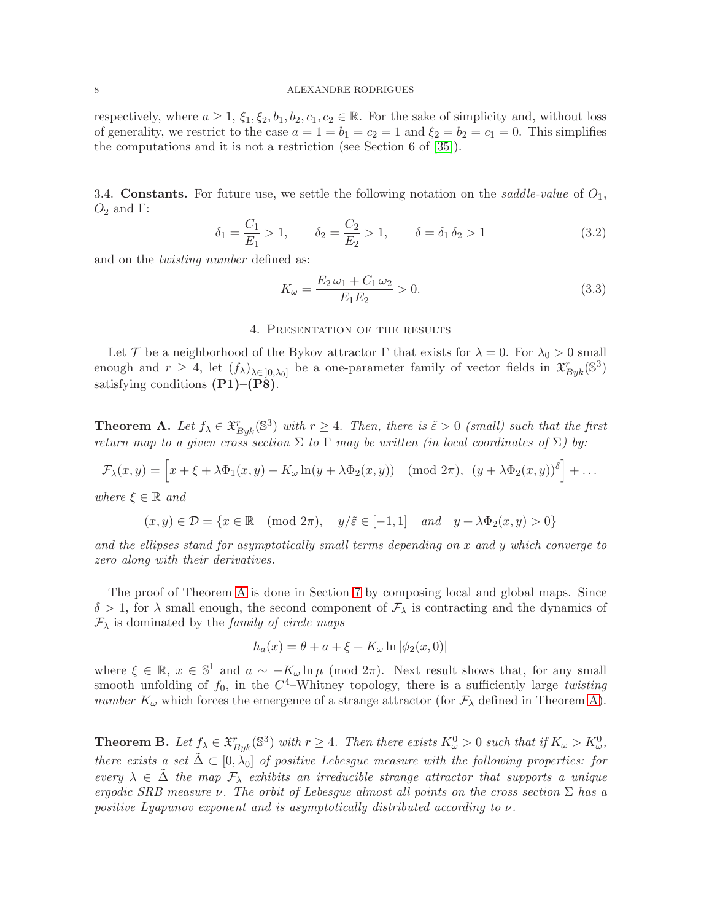respectively, where $a \geq 1$, $\xi_1, \xi_2, b_1, b_2, c_1, c_2 \in \mathbb{R}$. For the sake of simplicity and, without loss of generality, we restrict to the case $a = 1 = b_1 = c_2 = 1$ and $\xi_2 = b_2 = c_1 = 0$. This simplifies the computations and it is not a restriction (see Section 6 of [35]).

3.4. **Constants.** For future use, we settle the following notation on the *saddle-value* of $O_1$, $O_2$ and $\Gamma$:

$$\delta_1 = \frac{C_1}{E_1} > 1, \qquad \delta_2 = \frac{C_2}{E_2} > 1, \qquad \delta = \delta_1 \, \delta_2 > 1 \tag{3.2}$$

and on the *twisting number* defined as:

$$K_\omega = \frac{E_2 \, \omega_1 + C_1 \, \omega_2}{E_1 E_2} > 0. \tag{3.3}$$

## 4. Presentation of the results

Let $\mathcal{T}$ be a neighborhood of the Bykov attractor $\Gamma$ that exists for $\lambda = 0$. For $\lambda_0 > 0$ small enough and $r \geq 4$, let $(f_\lambda)_{\lambda \in ]0, \lambda_0]}$ be a one-parameter family of vector fields in $\mathfrak{X}^r_{Byk}(\mathbb{S}^3)$ satisfying conditions **(P1)**–**(P8)**.

**Theorem A.** *Let $f_\lambda \in \mathfrak{X}^r_{Byk}(\mathbb{S}^3)$ with $r \geq 4$. Then, there is $\tilde{\varepsilon} > 0$ (small) such that the first return map to a given cross section $\Sigma$ to $\Gamma$ may be written (in local coordinates of $\Sigma$) by:*

$$\mathcal{F}_\lambda(x, y) = \left[ x + \xi + \lambda \Phi_1(x, y) - K_\omega \ln(y + \lambda \Phi_2(x, y)) \pmod{2\pi}, \; (y + \lambda \Phi_2(x, y))^\delta \right] + \dots$$

*where $\xi \in \mathbb{R}$ and*

$$(x, y) \in \mathcal{D} = \{ x \in \mathbb{R} \pmod{2\pi}, \quad y/\tilde{\varepsilon} \in [-1, 1] \quad \text{and} \quad y + \lambda \Phi_2(x, y) > 0 \}$$

*and the ellipses stand for asymptotically small terms depending on $x$ and $y$ which converge to zero along with their derivatives.*

The proof of Theorem A is done in Section 7 by composing local and global maps. Since $\delta > 1$, for $\lambda$ small enough, the second component of $\mathcal{F}_\lambda$ is contracting and the dynamics of $\mathcal{F}_\lambda$ is dominated by the *family of circle maps*

$$h_a(x) = \theta + a + \xi + K_\omega \ln |\phi_2(x, 0)|$$

where $\xi \in \mathbb{R}$, $x \in \mathbb{S}^1$ and $a \sim -K_\omega \ln \mu \pmod{2\pi}$. Next result shows that, for any small smooth unfolding of $f_0$, in the $C^4$–Whitney topology, there is a sufficiently large *twisting number* $K_\omega$ which forces the emergence of a strange attractor (for $\mathcal{F}_\lambda$ defined in Theorem A).

**Theorem B.** *Let $f_\lambda \in \mathfrak{X}^r_{Byk}(\mathbb{S}^3)$ with $r \geq 4$. Then there exists $K^0_\omega > 0$ such that if $K_\omega > K^0_\omega$, there exists a set $\tilde{\Delta} \subset [0, \lambda_0]$ of positive Lebesgue measure with the following properties: for every $\lambda \in \tilde{\Delta}$ the map $\mathcal{F}_\lambda$ exhibits an irreducible strange attractor that supports a unique ergodic SRB measure $\nu$. The orbit of Lebesgue almost all points on the cross section $\Sigma$ has a positive Lyapunov exponent and is asymptotically distributed according to $\nu$.*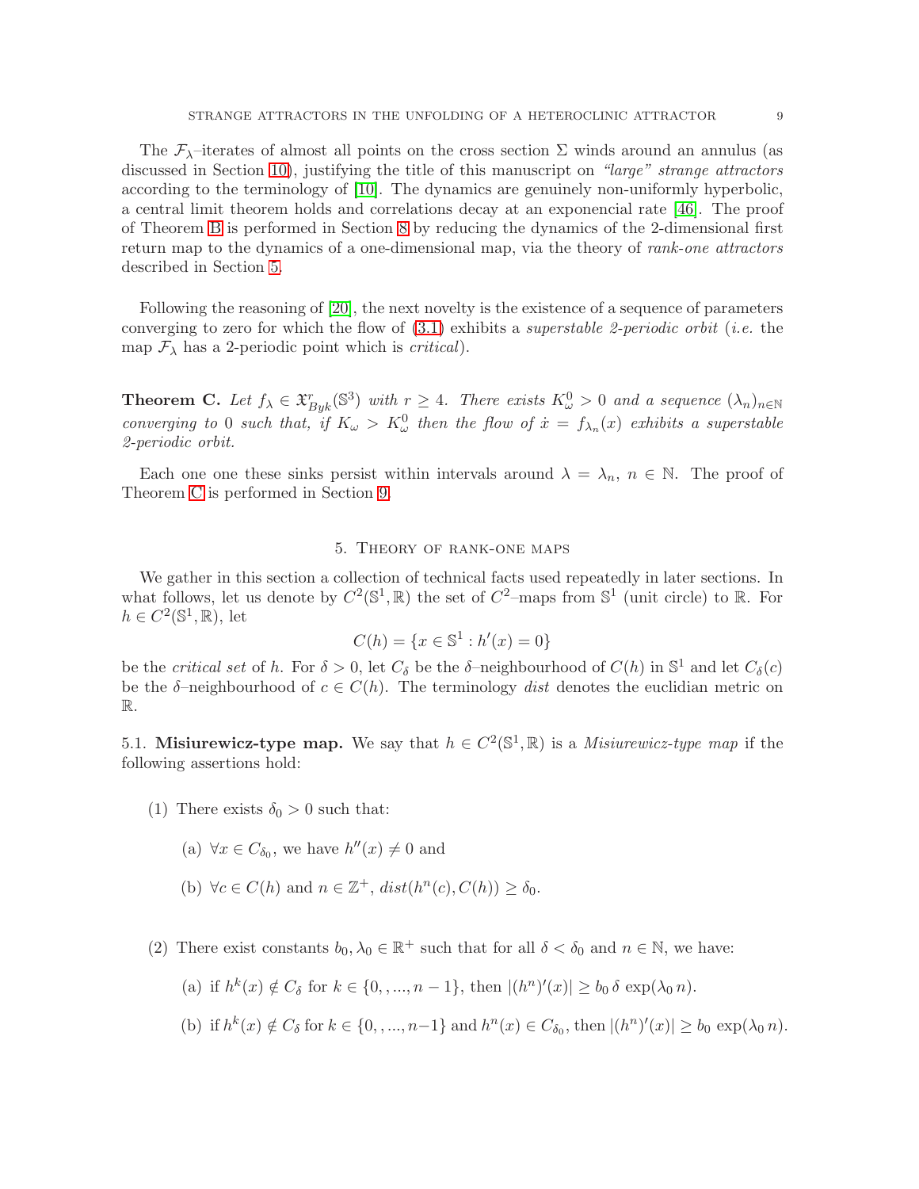The $\mathcal{F}_\lambda$–iterates of almost all points on the cross section $\Sigma$ winds around an annulus (as discussed in Section 10), justifying the title of this manuscript on *"large" strange attractors* according to the terminology of [10]. The dynamics are genuinely non-uniformly hyperbolic, a central limit theorem holds and correlations decay at an exponencial rate [46]. The proof of Theorem B is performed in Section 8 by reducing the dynamics of the 2-dimensional first return map to the dynamics of a one-dimensional map, via the theory of *rank-one attractors* described in Section 5.

Following the reasoning of [20], the next novelty is the existence of a sequence of parameters converging to zero for which the flow of (3.1) exhibits a *superstable 2-periodic orbit* (*i.e.* the map $\mathcal{F}_\lambda$ has a 2-periodic point which is *critical*).

**Theorem C.** *Let $f_\lambda \in \mathfrak{X}^r_{Byk}(\mathbb{S}^3)$ with $r \geq 4$. There exists $K^0_\omega > 0$ and a sequence $(\lambda_n)_{n\in\mathbb{N}}$ converging to 0 such that, if $K_\omega > K^0_\omega$ then the flow of $\dot{x} = f_{\lambda_n}(x)$ exhibits a superstable 2-periodic orbit.*

Each one one these sinks persist within intervals around $\lambda = \lambda_n$, $n \in \mathbb{N}$. The proof of Theorem C is performed in Section 9.

## 5. Theory of rank-one maps

We gather in this section a collection of technical facts used repeatedly in later sections. In what follows, let us denote by $C^2(\mathbb{S}^1, \mathbb{R})$ the set of $C^2$–maps from $\mathbb{S}^1$ (unit circle) to $\mathbb{R}$. For $h \in C^2(\mathbb{S}^1, \mathbb{R})$, let

$$C(h) = \{x \in \mathbb{S}^1 : h'(x) = 0\}$$

be the *critical set* of $h$. For $\delta > 0$, let $C_\delta$ be the $\delta$–neighbourhood of $C(h)$ in $\mathbb{S}^1$ and let $C_\delta(c)$ be the $\delta$–neighbourhood of $c \in C(h)$. The terminology *dist* denotes the euclidian metric on $\mathbb{R}$.

5.1. **Misiurewicz-type map.** We say that $h \in C^2(\mathbb{S}^1, \mathbb{R})$ is a *Misiurewicz-type map* if the following assertions hold:

(1) There exists $\delta_0 > 0$ such that:

   (a) $\forall x \in C_{\delta_0}$, we have $h''(x) \neq 0$ and

   (b) $\forall c \in C(h)$ and $n \in \mathbb{Z}^+$, $dist(h^n(c), C(h)) \geq \delta_0$.

(2) There exist constants $b_0, \lambda_0 \in \mathbb{R}^+$ such that for all $\delta < \delta_0$ and $n \in \mathbb{N}$, we have:

   (a) if $h^k(x) \notin C_\delta$ for $k \in \{0, , ..., n-1\}$, then $|(h^n)'(x)| \geq b_0\, \delta\, \exp(\lambda_0\, n)$.

   (b) if $h^k(x) \notin C_\delta$ for $k \in \{0, , ..., n-1\}$ and $h^n(x) \in C_{\delta_0}$, then $|(h^n)'(x)| \geq b_0\, \exp(\lambda_0\, n)$.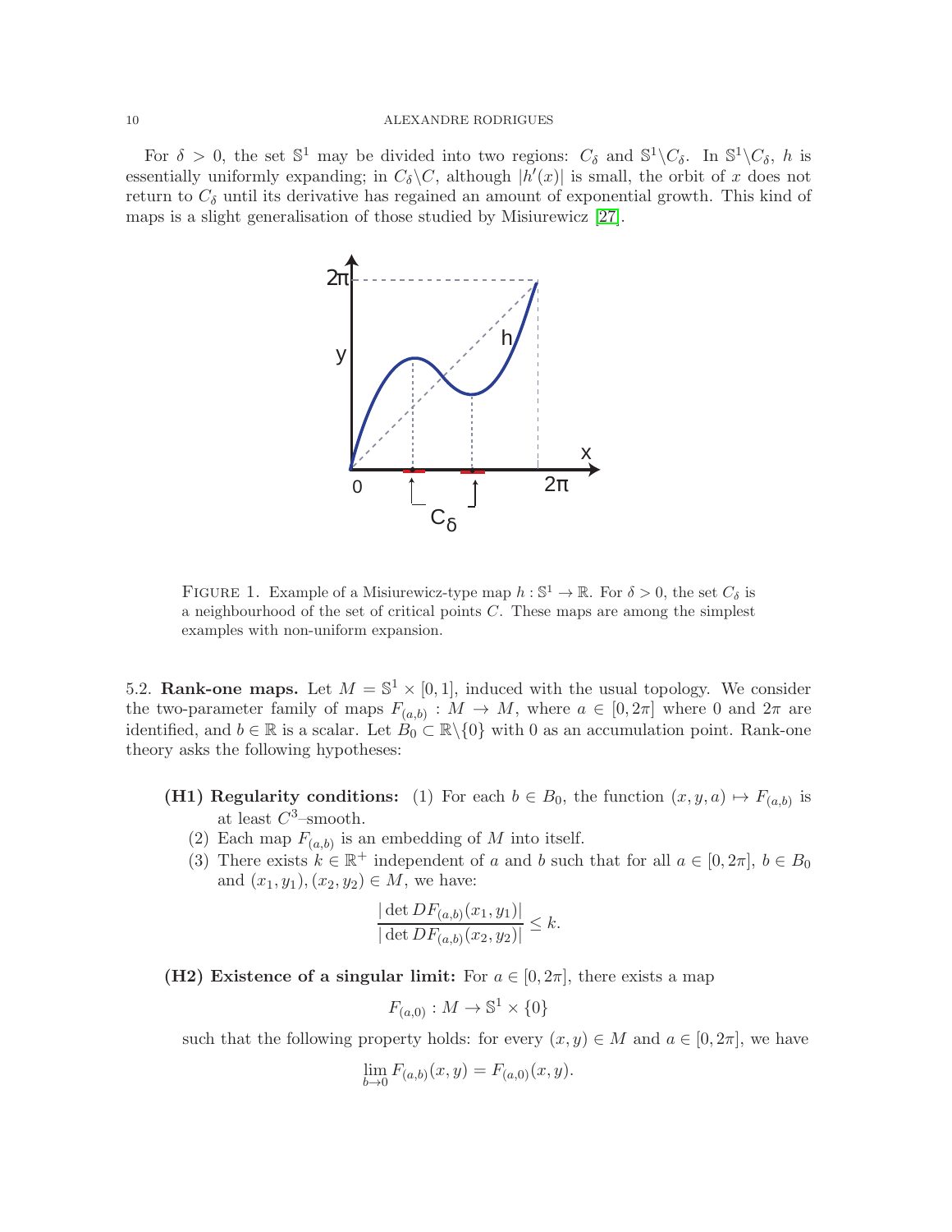For $\delta > 0$, the set $\mathbb{S}^1$ may be divided into two regions: $C_\delta$ and $\mathbb{S}^1 \backslash C_\delta$. In $\mathbb{S}^1 \backslash C_\delta$, $h$ is essentially uniformly expanding; in $C_\delta \backslash C$, although $|h'(x)|$ is small, the orbit of $x$ does not return to $C_\delta$ until its derivative has regained an amount of exponential growth. This kind of maps is a slight generalisation of those studied by Misiurewicz [27].

FIGURE 1. Example of a Misiurewicz-type map $h : \mathbb{S}^1 \to \mathbb{R}$. For $\delta > 0$, the set $C_\delta$ is a neighbourhood of the set of critical points $C$. These maps are among the simplest examples with non-uniform expansion.

5.2. **Rank-one maps.** Let $M = \mathbb{S}^1 \times [0, 1]$, induced with the usual topology. We consider the two-parameter family of maps $F_{(a,b)} : M \to M$, where $a \in [0, 2\pi]$ where $0$ and $2\pi$ are identified, and $b \in \mathbb{R}$ is a scalar. Let $B_0 \subset \mathbb{R}\backslash\{0\}$ with 0 as an accumulation point. Rank-one theory asks the following hypotheses:

- **(H1) Regularity conditions:** (1) For each $b \in B_0$, the function $(x, y, a) \mapsto F_{(a,b)}$ is at least $C^3$–smooth.
  (2) Each map $F_{(a,b)}$ is an embedding of $M$ into itself.
  (3) There exists $k \in \mathbb{R}^+$ independent of $a$ and $b$ such that for all $a \in [0, 2\pi]$, $b \in B_0$ and $(x_1, y_1), (x_2, y_2) \in M$, we have:
$$\frac{|\det DF_{(a,b)}(x_1, y_1)|}{|\det DF_{(a,b)}(x_2, y_2)|} \leq k.$$
- **(H2) Existence of a singular limit:** For $a \in [0, 2\pi]$, there exists a map
$$F_{(a,0)} : M \to \mathbb{S}^1 \times \{0\}$$
such that the following property holds: for every $(x, y) \in M$ and $a \in [0, 2\pi]$, we have
$$\lim_{b \to 0} F_{(a,b)}(x, y) = F_{(a,0)}(x, y).$$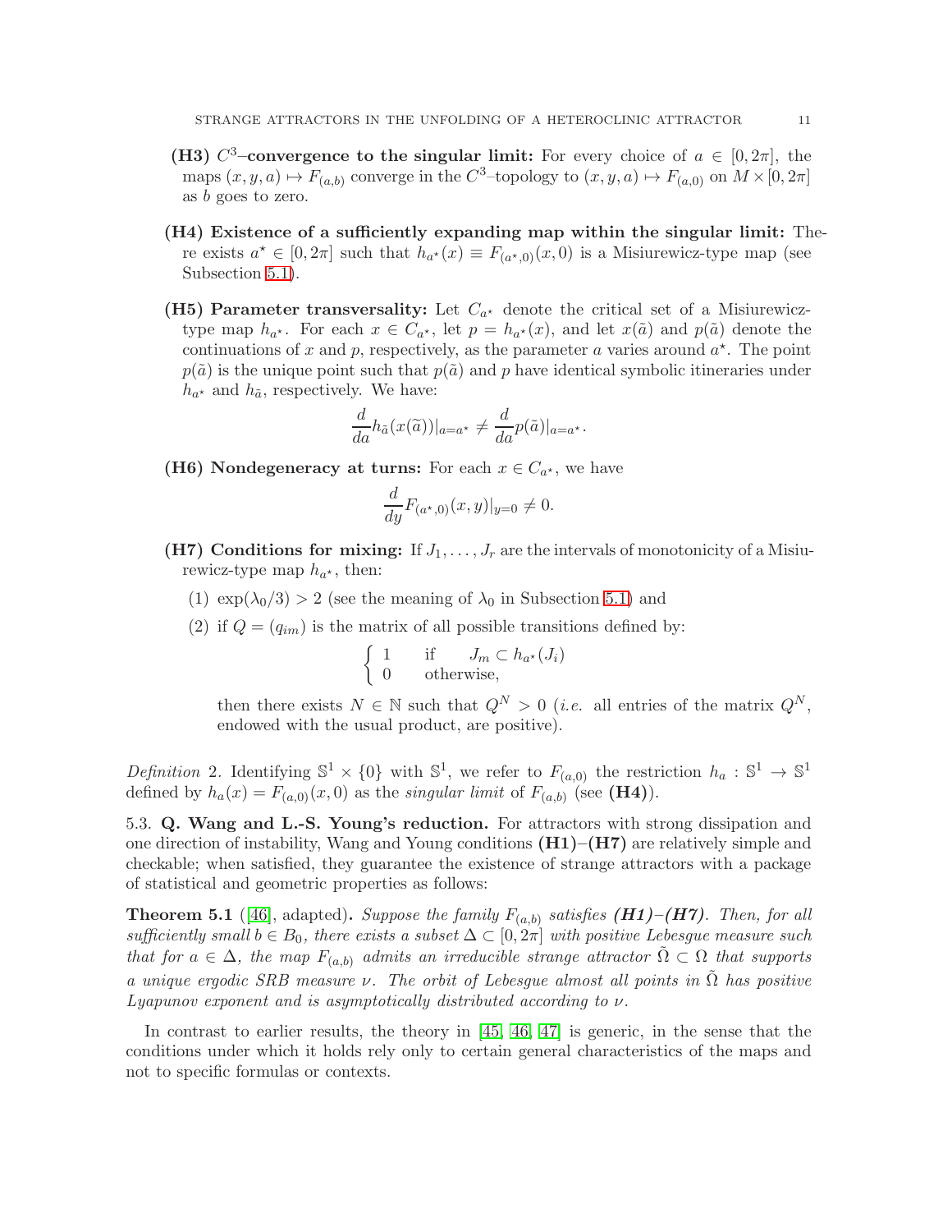- **(H3) $C^3$–convergence to the singular limit:** For every choice of $a \in [0, 2\pi]$, the maps $(x, y, a) \mapsto F_{(a,b)}$ converge in the $C^3$–topology to $(x, y, a) \mapsto F_{(a,0)}$ on $M \times [0, 2\pi]$ as $b$ goes to zero.

- **(H4) Existence of a sufficiently expanding map within the singular limit:** There exists $a^\star \in [0, 2\pi]$ such that $h_{a^\star}(x) \equiv F_{(a^\star,0)}(x, 0)$ is a Misiurewicz-type map (see Subsection 5.1).

- **(H5) Parameter transversality:** Let $C_{a^\star}$ denote the critical set of a Misiurewicz-type map $h_{a^\star}$. For each $x \in C_{a^\star}$, let $p = h_{a^\star}(x)$, and let $x(\tilde{a})$ and $p(\tilde{a})$ denote the continuations of $x$ and $p$, respectively, as the parameter $a$ varies around $a^\star$. The point $p(\tilde{a})$ is the unique point such that $p(\tilde{a})$ and $p$ have identical symbolic itineraries under $h_{a^\star}$ and $h_{\tilde{a}}$, respectively. We have:

$$\frac{d}{da} h_{\tilde{a}}(x(\tilde{a}))|_{a=a^\star} \neq \frac{d}{da} p(\tilde{a})|_{a=a^\star}.$$

- **(H6) Nondegeneracy at turns:** For each $x \in C_{a^\star}$, we have

$$\frac{d}{dy} F_{(a^\star,0)}(x, y)|_{y=0} \neq 0.$$

- **(H7) Conditions for mixing:** If $J_1, \ldots, J_r$ are the intervals of monotonicity of a Misiurewicz-type map $h_{a^\star}$, then:
  1. $\exp(\lambda_0/3) > 2$ (see the meaning of $\lambda_0$ in Subsection 5.1) and
  2. if $Q = (q_{im})$ is the matrix of all possible transitions defined by:

  $$\begin{cases} 1 & \text{if} \quad J_m \subset h_{a^\star}(J_i) \\ 0 & \text{otherwise,} \end{cases}$$

  then there exists $N \in \mathbb{N}$ such that $Q^N > 0$ (*i.e.* all entries of the matrix $Q^N$, endowed with the usual product, are positive).

*Definition* 2. Identifying $\mathbb{S}^1 \times \{0\}$ with $\mathbb{S}^1$, we refer to $F_{(a,0)}$ the restriction $h_a : \mathbb{S}^1 \to \mathbb{S}^1$ defined by $h_a(x) = F_{(a,0)}(x, 0)$ as the *singular limit* of $F_{(a,b)}$ (see **(H4)**).

5.3. **Q. Wang and L.-S. Young's reduction.** For attractors with strong dissipation and one direction of instability, Wang and Young conditions **(H1)**–**(H7)** are relatively simple and checkable; when satisfied, they guarantee the existence of strange attractors with a package of statistical and geometric properties as follows:

**Theorem 5.1** ([46], adapted)**.** *Suppose the family $F_{(a,b)}$ satisfies **(H1)**–**(H7)**. Then, for all sufficiently small $b \in B_0$, there exists a subset $\Delta \subset [0, 2\pi]$ with positive Lebesgue measure such that for $a \in \Delta$, the map $F_{(a,b)}$ admits an irreducible strange attractor $\tilde{\Omega} \subset \Omega$ that supports a unique ergodic SRB measure $\nu$. The orbit of Lebesgue almost all points in $\tilde{\Omega}$ has positive Lyapunov exponent and is asymptotically distributed according to $\nu$.*

In contrast to earlier results, the theory in [45, 46, 47] is generic, in the sense that the conditions under which it holds rely only to certain general characteristics of the maps and not to specific formulas or contexts.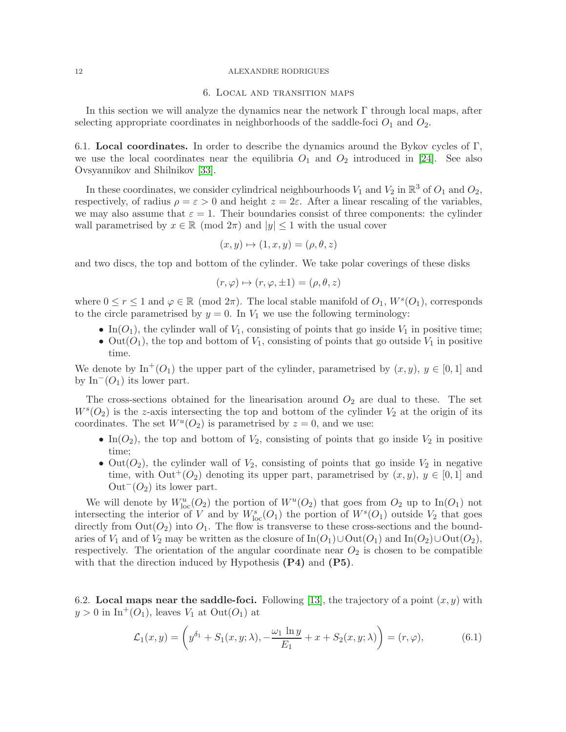## 6. Local and transition maps

In this section we will analyze the dynamics near the network $\Gamma$ through local maps, after selecting appropriate coordinates in neighborhoods of the saddle-foci $O_1$ and $O_2$.

### 6.1. Local coordinates.

In order to describe the dynamics around the Bykov cycles of $\Gamma$, we use the local coordinates near the equilibria $O_1$ and $O_2$ introduced in [24]. See also Ovsyannikov and Shilnikov [33].

In these coordinates, we consider cylindrical neighbourhoods $V_1$ and $V_2$ in $\mathbb{R}^3$ of $O_1$ and $O_2$, respectively, of radius $\rho = \varepsilon > 0$ and height $z = 2\varepsilon$. After a linear rescaling of the variables, we may also assume that $\varepsilon = 1$. Their boundaries consist of three components: the cylinder wall parametrised by $x \in \mathbb{R} \pmod{2\pi}$ and $|y| \leq 1$ with the usual cover

$$(x, y) \mapsto (1, x, y) = (\rho, \theta, z)$$

and two discs, the top and bottom of the cylinder. We take polar coverings of these disks

$$(r, \varphi) \mapsto (r, \varphi, \pm 1) = (\rho, \theta, z)$$

where $0 \leq r \leq 1$ and $\varphi \in \mathbb{R} \pmod{2\pi}$. The local stable manifold of $O_1$, $W^s(O_1)$, corresponds to the circle parametrised by $y = 0$. In $V_1$ we use the following terminology:

- $\text{In}(O_1)$, the cylinder wall of $V_1$, consisting of points that go inside $V_1$ in positive time;
- $\text{Out}(O_1)$, the top and bottom of $V_1$, consisting of points that go outside $V_1$ in positive time.

We denote by $\text{In}^+(O_1)$ the upper part of the cylinder, parametrised by $(x, y)$, $y \in [0, 1]$ and by $\text{In}^-(O_1)$ its lower part.

The cross-sections obtained for the linearisation around $O_2$ are dual to these. The set $W^s(O_2)$ is the $z$-axis intersecting the top and bottom of the cylinder $V_2$ at the origin of its coordinates. The set $W^u(O_2)$ is parametrised by $z = 0$, and we use:

- $\text{In}(O_2)$, the top and bottom of $V_2$, consisting of points that go inside $V_2$ in positive time;
- $\text{Out}(O_2)$, the cylinder wall of $V_2$, consisting of points that go inside $V_2$ in negative time, with $\text{Out}^+(O_2)$ denoting its upper part, parametrised by $(x, y)$, $y \in [0, 1]$ and $\text{Out}^-(O_2)$ its lower part.

We will denote by $W^u_{\text{loc}}(O_2)$ the portion of $W^u(O_2)$ that goes from $O_2$ up to $\text{In}(O_1)$ not intersecting the interior of $V$ and by $W^s_{\text{loc}}(O_1)$ the portion of $W^s(O_1)$ outside $V_2$ that goes directly from $\text{Out}(O_2)$ into $O_1$. The flow is transverse to these cross-sections and the boundaries of $V_1$ and of $V_2$ may be written as the closure of $\text{In}(O_1) \cup \text{Out}(O_1)$ and $\text{In}(O_2) \cup \text{Out}(O_2)$, respectively. The orientation of the angular coordinate near $O_2$ is chosen to be compatible with that the direction induced by Hypothesis **(P4)** and **(P5)**.

### 6.2. Local maps near the saddle-foci.

Following [13], the trajectory of a point $(x, y)$ with $y > 0$ in $\text{In}^+(O_1)$, leaves $V_1$ at $\text{Out}(O_1)$ at

$$\mathcal{L}_1(x, y) = \left( y^{\delta_1} + S_1(x, y; \lambda), -\frac{\omega_1 \ln y}{E_1} + x + S_2(x, y; \lambda) \right) = (r, \varphi), \tag{6.1}$$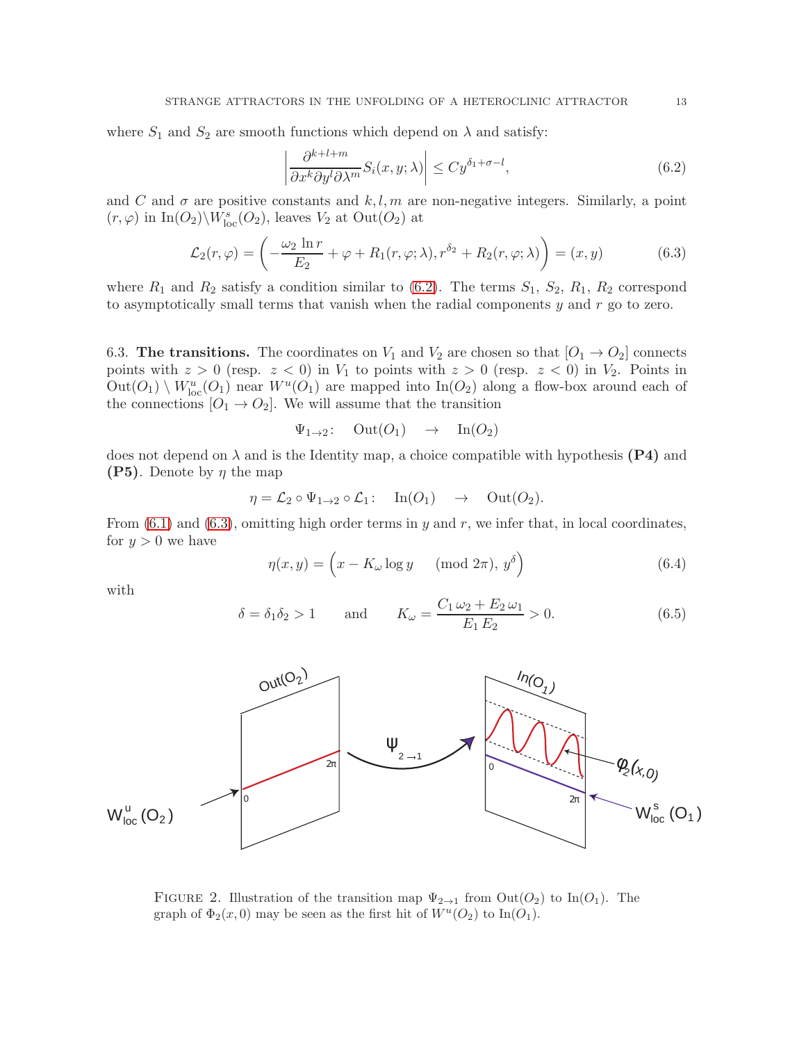where $S_1$ and $S_2$ are smooth functions which depend on $\lambda$ and satisfy:

$$\left| \frac{\partial^{k+l+m}}{\partial x^k \partial y^l \partial \lambda^m} S_i(x, y; \lambda) \right| \leq C y^{\delta_1 + \sigma - l}, \tag{6.2}$$

and $C$ and $\sigma$ are positive constants and $k, l, m$ are non-negative integers. Similarly, a point $(r, \varphi)$ in $\text{In}(O_2) \backslash W^s_{\text{loc}}(O_2)$, leaves $V_2$ at $\text{Out}(O_2)$ at

$$\mathcal{L}_2(r, \varphi) = \left( -\frac{\omega_2 \ln r}{E_2} + \varphi + R_1(r, \varphi; \lambda), r^{\delta_2} + R_2(r, \varphi; \lambda) \right) = (x, y) \tag{6.3}$$

where $R_1$ and $R_2$ satisfy a condition similar to (6.2). The terms $S_1$, $S_2$, $R_1$, $R_2$ correspond to asymptotically small terms that vanish when the radial components $y$ and $r$ go to zero.

6.3. **The transitions.** The coordinates on $V_1$ and $V_2$ are chosen so that $[O_1 \to O_2]$ connects points with $z > 0$ (resp. $z < 0$) in $V_1$ to points with $z > 0$ (resp. $z < 0$) in $V_2$. Points in $\text{Out}(O_1) \setminus W^u_{\text{loc}}(O_1)$ near $W^u(O_1)$ are mapped into $\text{In}(O_2)$ along a flow-box around each of the connections $[O_1 \to O_2]$. We will assume that the transition

$$\Psi_{1 \to 2} \colon \quad \text{Out}(O_1) \quad \to \quad \text{In}(O_2)$$

does not depend on $\lambda$ and is the Identity map, a choice compatible with hypothesis **(P4)** and **(P5)**. Denote by $\eta$ the map

$$\eta = \mathcal{L}_2 \circ \Psi_{1 \to 2} \circ \mathcal{L}_1 \colon \quad \text{In}(O_1) \quad \to \quad \text{Out}(O_2).$$

From (6.1) and (6.3), omitting high order terms in $y$ and $r$, we infer that, in local coordinates, for $y > 0$ we have

$$\eta(x, y) = \left( x - K_\omega \log y \pmod{2\pi}, \; y^\delta \right) \tag{6.4}$$

with

$$\delta = \delta_1 \delta_2 > 1 \qquad \text{and} \qquad K_\omega = \frac{C_1 \, \omega_2 + E_2 \, \omega_1}{E_1 \, E_2} > 0. \tag{6.5}$$

FIGURE 2. Illustration of the transition map $\Psi_{2 \to 1}$ from $\text{Out}(O_2)$ to $\text{In}(O_1)$. The graph of $\Phi_2(x, 0)$ may be seen as the first hit of $W^u(O_2)$ to $\text{In}(O_1)$.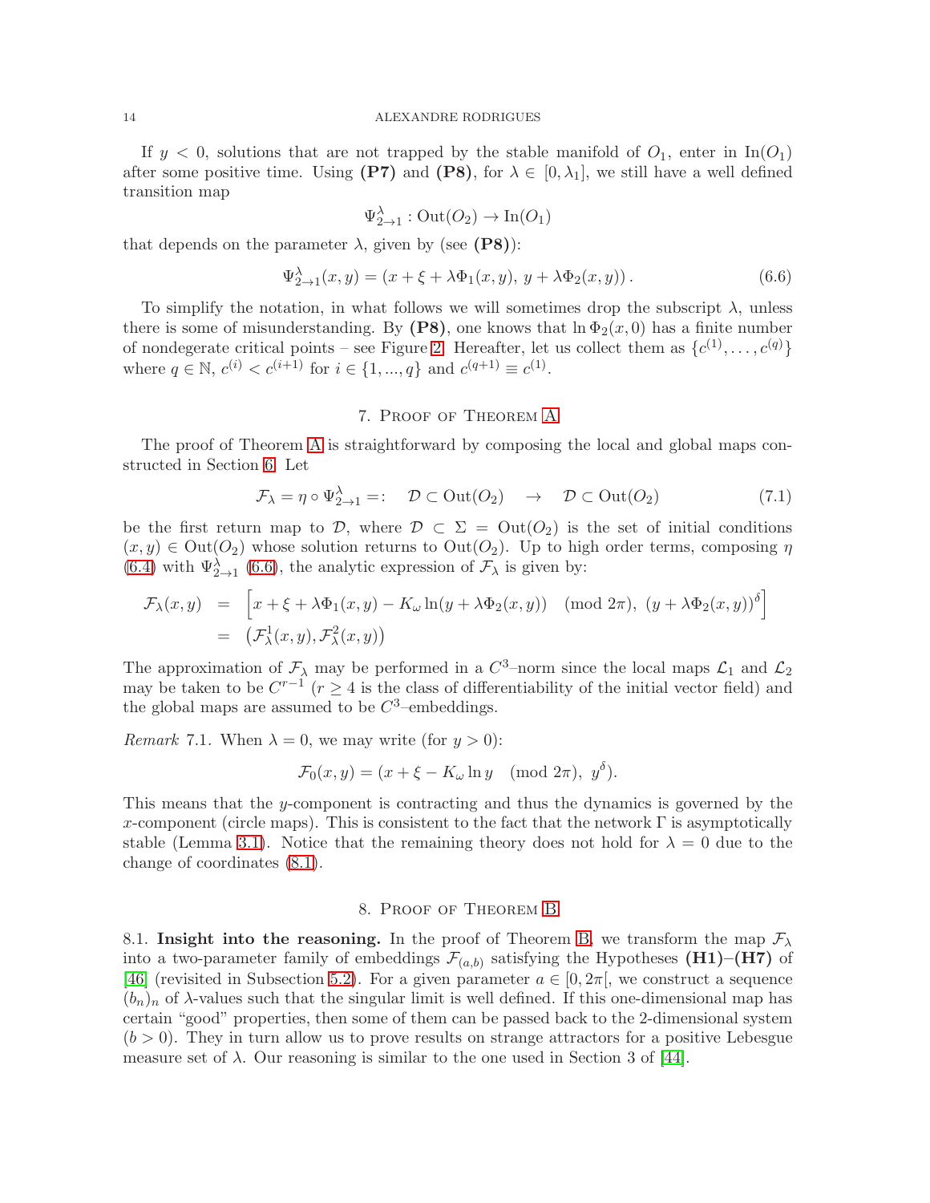If $y < 0$, solutions that are not trapped by the stable manifold of $O_1$, enter in $\text{In}(O_1)$ after some positive time. Using **(P7)** and **(P8)**, for $\lambda \in [0, \lambda_1]$, we still have a well defined transition map

$$\Psi^{\lambda}_{2\to 1} : \text{Out}(O_2) \to \text{In}(O_1)$$

that depends on the parameter $\lambda$, given by (see **(P8)**):

$$\Psi^{\lambda}_{2\to 1}(x, y) = (x + \xi + \lambda\Phi_1(x, y),\ y + \lambda\Phi_2(x, y)). \tag{6.6}$$

To simplify the notation, in what follows we will sometimes drop the subscript $\lambda$, unless there is some of misunderstanding. By **(P8)**, one knows that $\ln \Phi_2(x, 0)$ has a finite number of nondegerate critical points – see Figure 2. Hereafter, let us collect them as $\{c^{(1)}, \ldots, c^{(q)}\}$ where $q \in \mathbb{N}$, $c^{(i)} < c^{(i+1)}$ for $i \in \{1, ..., q\}$ and $c^{(q+1)} \equiv c^{(1)}$.

## 7. Proof of Theorem A

The proof of Theorem A is straightforward by composing the local and global maps constructed in Section 6. Let

$$\mathcal{F}_\lambda = \eta \circ \Psi^{\lambda}_{2\to 1} =: \quad \mathcal{D} \subset \text{Out}(O_2) \quad \to \quad \mathcal{D} \subset \text{Out}(O_2) \tag{7.1}$$

be the first return map to $\mathcal{D}$, where $\mathcal{D} \subset \Sigma = \text{Out}(O_2)$ is the set of initial conditions $(x, y) \in \text{Out}(O_2)$ whose solution returns to $\text{Out}(O_2)$. Up to high order terms, composing $\eta$ (6.4) with $\Psi^{\lambda}_{2\to 1}$ (6.6), the analytic expression of $\mathcal{F}_\lambda$ is given by:

$$\begin{aligned}
\mathcal{F}_\lambda(x, y) &= \left[x + \xi + \lambda\Phi_1(x, y) - K_\omega \ln(y + \lambda\Phi_2(x, y)) \pmod{2\pi},\ (y + \lambda\Phi_2(x, y))^{\delta}\right] \\
&= \left(\mathcal{F}^1_\lambda(x, y), \mathcal{F}^2_\lambda(x, y)\right)
\end{aligned}$$

The approximation of $\mathcal{F}_\lambda$ may be performed in a $C^3$–norm since the local maps $\mathcal{L}_1$ and $\mathcal{L}_2$ may be taken to be $C^{r-1}$ ($r \geq 4$ is the class of differentiability of the initial vector field) and the global maps are assumed to be $C^3$–embeddings.

*Remark* 7.1. When $\lambda = 0$, we may write (for $y > 0$):

$$\mathcal{F}_0(x, y) = (x + \xi - K_\omega \ln y \pmod{2\pi},\ y^{\delta}).$$

This means that the $y$-component is contracting and thus the dynamics is governed by the $x$-component (circle maps). This is consistent to the fact that the network $\Gamma$ is asymptotically stable (Lemma 3.1). Notice that the remaining theory does not hold for $\lambda = 0$ due to the change of coordinates (8.1).

## 8. Proof of Theorem B

8.1. **Insight into the reasoning.** In the proof of Theorem B, we transform the map $\mathcal{F}_\lambda$ into a two-parameter family of embeddings $\mathcal{F}_{(a,b)}$ satisfying the Hypotheses **(H1)**–**(H7)** of [46] (revisited in Subsection 5.2). For a given parameter $a \in [0, 2\pi[$, we construct a sequence $(b_n)_n$ of $\lambda$-values such that the singular limit is well defined. If this one-dimensional map has certain "good" properties, then some of them can be passed back to the 2-dimensional system ($b > 0$). They in turn allow us to prove results on strange attractors for a positive Lebesgue measure set of $\lambda$. Our reasoning is similar to the one used in Section 3 of [44].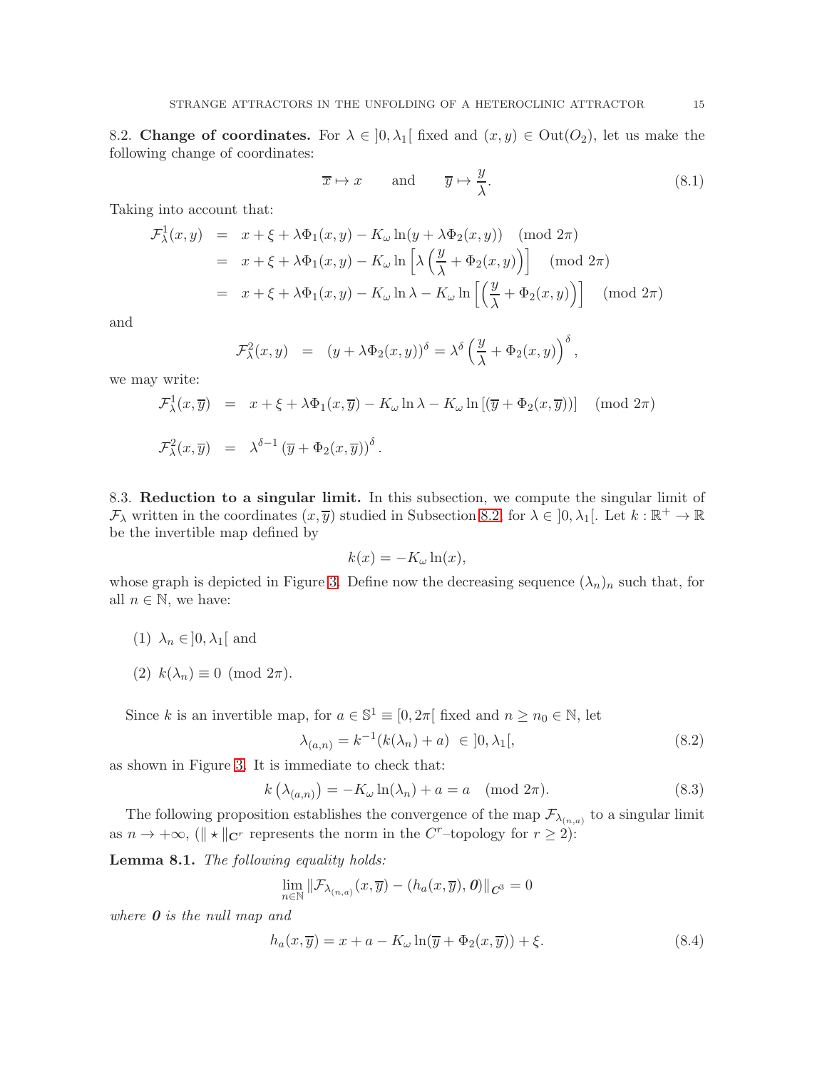8.2. **Change of coordinates.** For $\lambda \in \,]0, \lambda_1[$ fixed and $(x, y) \in \text{Out}(O_2)$, let us make the following change of coordinates:

$$\overline{x} \mapsto x \qquad \text{and} \qquad \overline{y} \mapsto \frac{y}{\lambda}. \tag{8.1}$$

Taking into account that:

$$\begin{aligned}
\mathcal{F}^1_\lambda(x, y) &= x + \xi + \lambda\Phi_1(x, y) - K_\omega \ln(y + \lambda\Phi_2(x, y)) \pmod{2\pi} \\
&= x + \xi + \lambda\Phi_1(x, y) - K_\omega \ln\left[\lambda\left(\frac{y}{\lambda} + \Phi_2(x, y)\right)\right] \pmod{2\pi} \\
&= x + \xi + \lambda\Phi_1(x, y) - K_\omega \ln\lambda - K_\omega \ln\left[\left(\frac{y}{\lambda} + \Phi_2(x, y)\right)\right] \pmod{2\pi}
\end{aligned}$$

and

$$\mathcal{F}^2_\lambda(x, y) = (y + \lambda\Phi_2(x, y))^\delta = \lambda^\delta\left(\frac{y}{\lambda} + \Phi_2(x, y)\right)^\delta,$$

we may write:

$$\mathcal{F}^1_\lambda(x, \overline{y}) = x + \xi + \lambda\Phi_1(x, \overline{y}) - K_\omega \ln\lambda - K_\omega \ln\left[(\overline{y} + \Phi_2(x, \overline{y}))\right] \pmod{2\pi}$$

$$\mathcal{F}^2_\lambda(x, \overline{y}) = \lambda^{\delta-1}\left(\overline{y} + \Phi_2(x, \overline{y})\right)^\delta.$$

8.3. **Reduction to a singular limit.** In this subsection, we compute the singular limit of $\mathcal{F}_\lambda$ written in the coordinates $(x, \overline{y})$ studied in Subsection 8.2, for $\lambda \in \,]0, \lambda_1[$. Let $k : \mathbb{R}^+ \to \mathbb{R}$ be the invertible map defined by

$$k(x) = -K_\omega \ln(x),$$

whose graph is depicted in Figure 3. Define now the decreasing sequence $(\lambda_n)_n$ such that, for all $n \in \mathbb{N}$, we have:

(1) $\lambda_n \in \,]0, \lambda_1[$ and

(2) $k(\lambda_n) \equiv 0 \pmod{2\pi}$.

Since $k$ is an invertible map, for $a \in \mathbb{S}^1 \equiv [0, 2\pi[$ fixed and $n \geq n_0 \in \mathbb{N}$, let

$$\lambda_{(a,n)} = k^{-1}(k(\lambda_n) + a) \;\in \,]0, \lambda_1[, \tag{8.2}$$

as shown in Figure 3. It is immediate to check that:

$$k\left(\lambda_{(a,n)}\right) = -K_\omega \ln(\lambda_n) + a = a \pmod{2\pi}. \tag{8.3}$$

The following proposition establishes the convergence of the map $\mathcal{F}_{\lambda_{(n,a)}}$ to a singular limit as $n \to +\infty$, ($\| \star \|_{\mathbf{C}^r}$ represents the norm in the $C^r$–topology for $r \geq 2$):

**Lemma 8.1.** *The following equality holds:*

$$\lim_{n\in\mathbb{N}} \|\mathcal{F}_{\lambda_{(n,a)}}(x, \overline{y}) - (h_a(x, \overline{y}), \mathbf{0})\|_{\mathbf{C}^3} = 0$$

*where $\mathbf{0}$ is the null map and*

$$h_a(x, \overline{y}) = x + a - K_\omega \ln(\overline{y} + \Phi_2(x, \overline{y})) + \xi. \tag{8.4}$$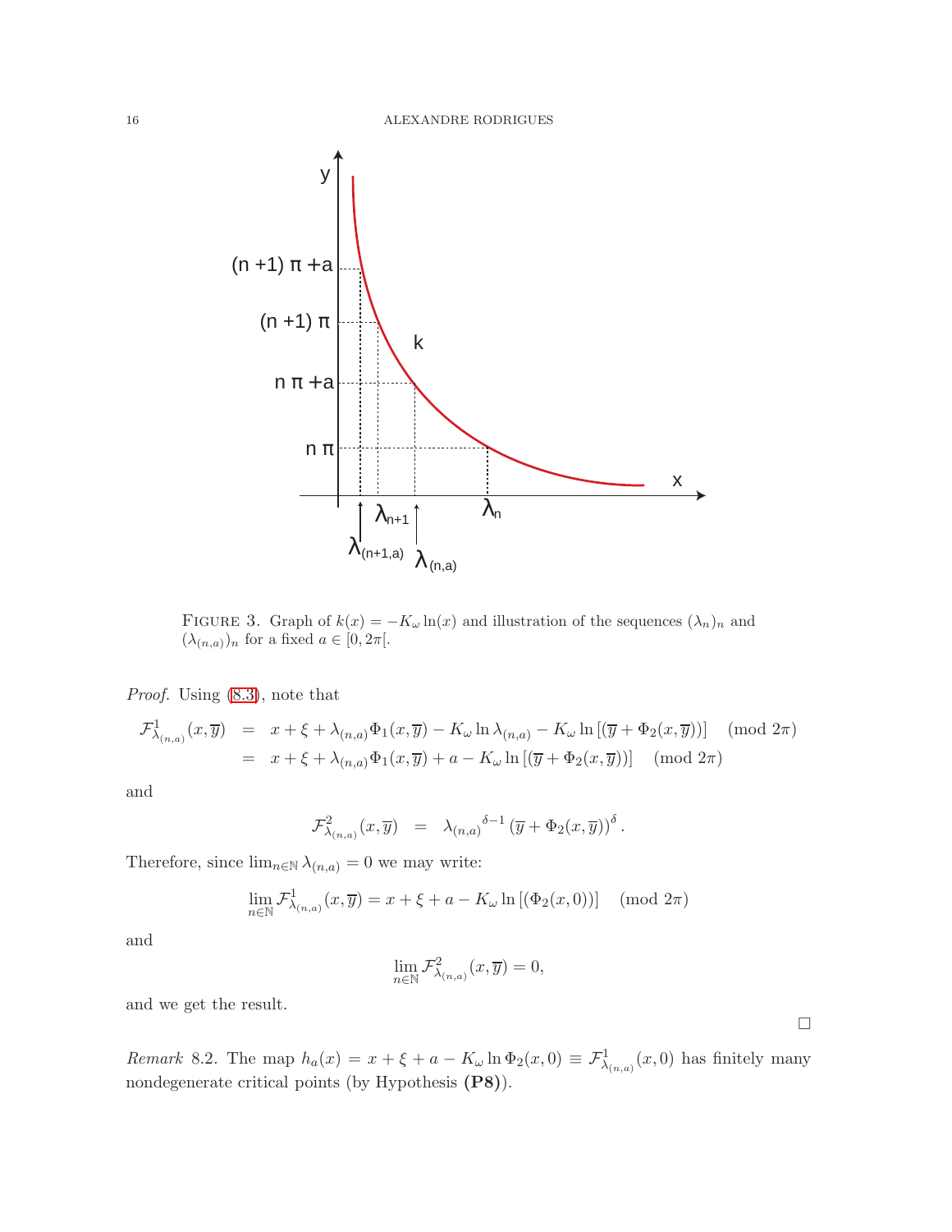FIGURE 3. Graph of $k(x) = -K_\omega \ln(x)$ and illustration of the sequences $(\lambda_n)_n$ and $(\lambda_{(n,a)})_n$ for a fixed $a \in [0, 2\pi[$.

*Proof.* Using (8.3), note that

$$
\begin{aligned}
\mathcal{F}^1_{\lambda_{(n,a)}}(x, \overline{y}) &= x + \xi + \lambda_{(n,a)}\Phi_1(x, \overline{y}) - K_\omega \ln \lambda_{(n,a)} - K_\omega \ln\left[(\overline{y} + \Phi_2(x, \overline{y}))\right] \pmod{2\pi} \\
&= x + \xi + \lambda_{(n,a)}\Phi_1(x, \overline{y}) + a - K_\omega \ln\left[(\overline{y} + \Phi_2(x, \overline{y}))\right] \pmod{2\pi}
\end{aligned}
$$

and

$$
\mathcal{F}^2_{\lambda_{(n,a)}}(x, \overline{y}) = {\lambda_{(n,a)}}^{\delta - 1} \left(\overline{y} + \Phi_2(x, \overline{y})\right)^{\delta}.
$$

Therefore, since $\lim_{n\in\mathbb{N}} \lambda_{(n,a)} = 0$ we may write:

$$
\lim_{n\in\mathbb{N}} \mathcal{F}^1_{\lambda_{(n,a)}}(x, \overline{y}) = x + \xi + a - K_\omega \ln\left[(\Phi_2(x, 0))\right] \pmod{2\pi}
$$

and

$$
\lim_{n\in\mathbb{N}} \mathcal{F}^2_{\lambda_{(n,a)}}(x, \overline{y}) = 0,
$$

and we get the result.

□

*Remark* 8.2. The map $h_a(x) = x + \xi + a - K_\omega \ln \Phi_2(x, 0) \equiv \mathcal{F}^1_{\lambda_{(n,a)}}(x, 0)$ has finitely many nondegenerate critical points (by Hypothesis **(P8)**).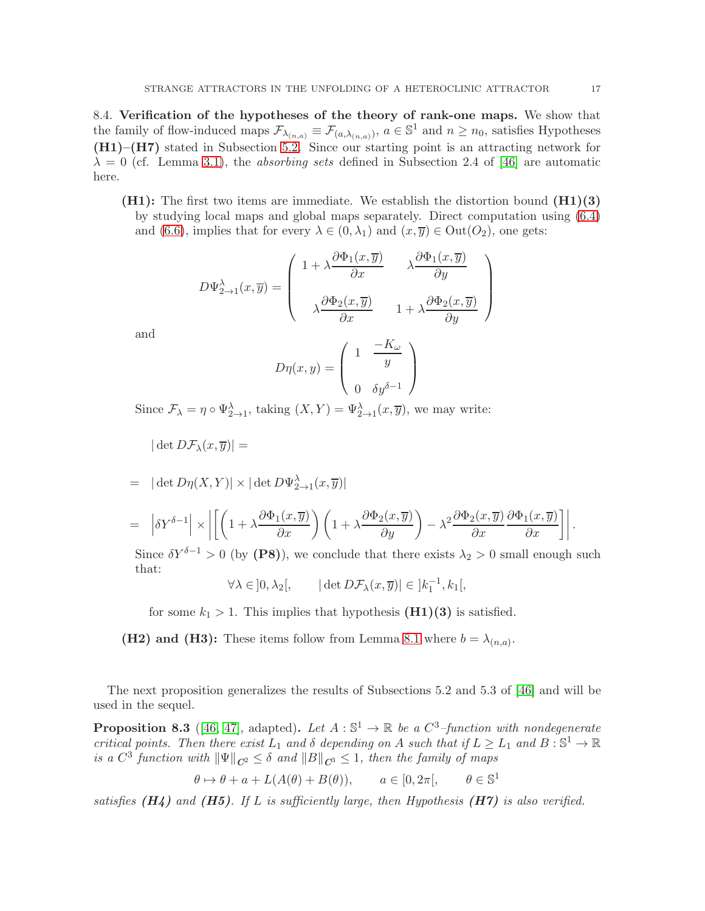8.4. **Verification of the hypotheses of the theory of rank-one maps.** We show that the family of flow-induced maps $\mathcal{F}_{\lambda_{(n,a)}} \equiv \mathcal{F}_{(a,\lambda_{(n,a)})}$, $a \in \mathbb{S}^1$ and $n \geq n_0$, satisfies Hypotheses **(H1)**–**(H7)** stated in Subsection 5.2. Since our starting point is an attracting network for $\lambda = 0$ (cf. Lemma 3.1), the *absorbing sets* defined in Subsection 2.4 of [46] are automatic here.

- **(H1):** The first two items are immediate. We establish the distortion bound **(H1)(3)** by studying local maps and global maps separately. Direct computation using (6.4) and (6.6), implies that for every $\lambda \in (0, \lambda_1)$ and $(x, \overline{y}) \in \text{Out}(O_2)$, one gets:

$$D\Psi^{\lambda}_{2\to 1}(x, \overline{y}) = \begin{pmatrix} 1 + \lambda \dfrac{\partial \Phi_1(x,\overline{y})}{\partial x} & \lambda \dfrac{\partial \Phi_1(x,\overline{y})}{\partial y} \\ \\ \lambda \dfrac{\partial \Phi_2(x,\overline{y})}{\partial x} & 1 + \lambda \dfrac{\partial \Phi_2(x,\overline{y})}{\partial y} \end{pmatrix}$$

  and

$$D\eta(x, y) = \begin{pmatrix} 1 & \dfrac{-K_\omega}{y} \\ \\ 0 & \delta y^{\delta - 1} \end{pmatrix}$$

  Since $\mathcal{F}_\lambda = \eta \circ \Psi^{\lambda}_{2\to 1}$, taking $(X, Y) = \Psi^{\lambda}_{2\to 1}(x, \overline{y})$, we may write:

$$
\begin{aligned}
&|\det D\mathcal{F}_\lambda(x, \overline{y})| = \\
&= \; |\det D\eta(X, Y)| \times |\det D\Psi^{\lambda}_{2\to 1}(x, \overline{y})| \\
&= \; \left|\delta Y^{\delta-1}\right| \times \left| \left[ \left(1 + \lambda \frac{\partial \Phi_1(x,\overline{y})}{\partial x}\right)\left(1 + \lambda \frac{\partial \Phi_2(x,\overline{y})}{\partial y}\right) - \lambda^2 \frac{\partial \Phi_2(x,\overline{y})}{\partial x} \frac{\partial \Phi_1(x,\overline{y})}{\partial x} \right] \right|.
\end{aligned}
$$

  Since $\delta Y^{\delta-1} > 0$ (by **(P8)**), we conclude that there exists $\lambda_2 > 0$ small enough such that:

$$\forall \lambda \in ]0, \lambda_2[, \qquad |\det D\mathcal{F}_\lambda(x, \overline{y})| \in ]k_1^{-1}, k_1[,$$

  for some $k_1 > 1$. This implies that hypothesis **(H1)(3)** is satisfied.

- **(H2) and (H3):** These items follow from Lemma 8.1 where $b = \lambda_{(n,a)}$.

The next proposition generalizes the results of Subsections 5.2 and 5.3 of [46] and will be used in the sequel.

**Proposition 8.3** ([46, 47], adapted)**.** *Let $A : \mathbb{S}^1 \to \mathbb{R}$ be a $C^3$–function with nondegenerate critical points. Then there exist $L_1$ and $\delta$ depending on $A$ such that if $L \geq L_1$ and $B : \mathbb{S}^1 \to \mathbb{R}$ is a $C^3$ function with $\|\Psi\|_{C^2} \leq \delta$ and $\|B\|_{C^3} \leq 1$, then the family of maps*

$$\theta \mapsto \theta + a + L(A(\theta) + B(\theta)), \qquad a \in [0, 2\pi[, \qquad \theta \in \mathbb{S}^1$$

*satisfies **(H4)** and **(H5)**. If $L$ is sufficiently large, then Hypothesis **(H7)** is also verified.*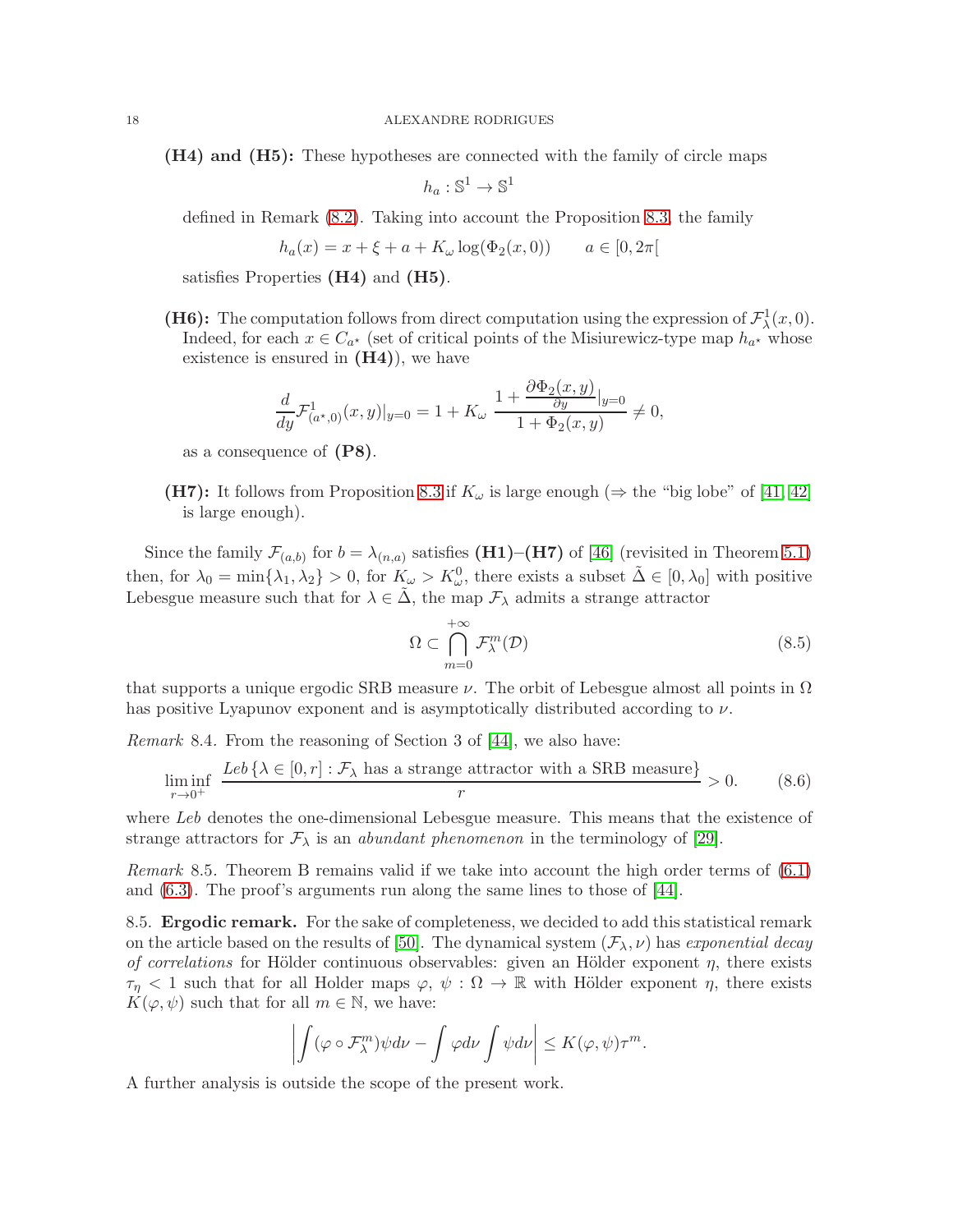**(H4) and (H5):** These hypotheses are connected with the family of circle maps

$$h_a : \mathbb{S}^1 \to \mathbb{S}^1$$

defined in Remark (8.2). Taking into account the Proposition 8.3, the family

$$h_a(x) = x + \xi + a + K_\omega \log(\Phi_2(x, 0)) \qquad a \in [0, 2\pi[$$

satisfies Properties **(H4)** and **(H5)**.

**(H6):** The computation follows from direct computation using the expression of $\mathcal{F}^1_\lambda(x, 0)$. Indeed, for each $x \in C_{a^\star}$ (set of critical points of the Misiurewicz-type map $h_{a^\star}$ whose existence is ensured in **(H4)**), we have

$$\frac{d}{dy}\mathcal{F}^1_{(a^\star,0)}(x, y)|_{y=0} = 1 + K_\omega \; \frac{1 + \frac{\partial \Phi_2(x,y)}{\partial y}|_{y=0}}{1 + \Phi_2(x, y)} \neq 0,$$

as a consequence of **(P8)**.

**(H7):** It follows from Proposition 8.3 if $K_\omega$ is large enough ($\Rightarrow$ the "big lobe" of [41, 42] is large enough).

Since the family $\mathcal{F}_{(a,b)}$ for $b = \lambda_{(n,a)}$ satisfies **(H1)**–**(H7)** of [46] (revisited in Theorem 5.1) then, for $\lambda_0 = \min\{\lambda_1, \lambda_2\} > 0$, for $K_\omega > K^0_\omega$, there exists a subset $\tilde{\Delta} \in [0, \lambda_0]$ with positive Lebesgue measure such that for $\lambda \in \tilde{\Delta}$, the map $\mathcal{F}_\lambda$ admits a strange attractor

$$\Omega \subset \bigcap_{m=0}^{+\infty} \mathcal{F}^m_\lambda(\mathcal{D}) \tag{8.5}$$

that supports a unique ergodic SRB measure $\nu$. The orbit of Lebesgue almost all points in $\Omega$ has positive Lyapunov exponent and is asymptotically distributed according to $\nu$.

*Remark* 8.4. From the reasoning of Section 3 of [44], we also have:

$$\liminf_{r\to 0^+} \; \frac{Leb\,\{\lambda \in [0, r] : \mathcal{F}_\lambda \text{ has a strange attractor with a SRB measure}\}}{r} > 0. \tag{8.6}$$

where *Leb* denotes the one-dimensional Lebesgue measure. This means that the existence of strange attractors for $\mathcal{F}_\lambda$ is an *abundant phenomenon* in the terminology of [29].

*Remark* 8.5. Theorem B remains valid if we take into account the high order terms of (6.1) and (6.3). The proof's arguments run along the same lines to those of [44].

8.5. **Ergodic remark.** For the sake of completeness, we decided to add this statistical remark on the article based on the results of [50]. The dynamical system $(\mathcal{F}_\lambda, \nu)$ has *exponential decay of correlations* for Hölder continuous observables: given an Hölder exponent $\eta$, there exists $\tau_\eta < 1$ such that for all Holder maps $\varphi,\ \psi : \Omega \to \mathbb{R}$ with Hölder exponent $\eta$, there exists $K(\varphi, \psi)$ such that for all $m \in \mathbb{N}$, we have:

$$\left| \int (\varphi \circ \mathcal{F}^m_\lambda)\psi d\nu - \int \varphi d\nu \int \psi d\nu \right| \leq K(\varphi, \psi)\tau^m.$$

A further analysis is outside the scope of the present work.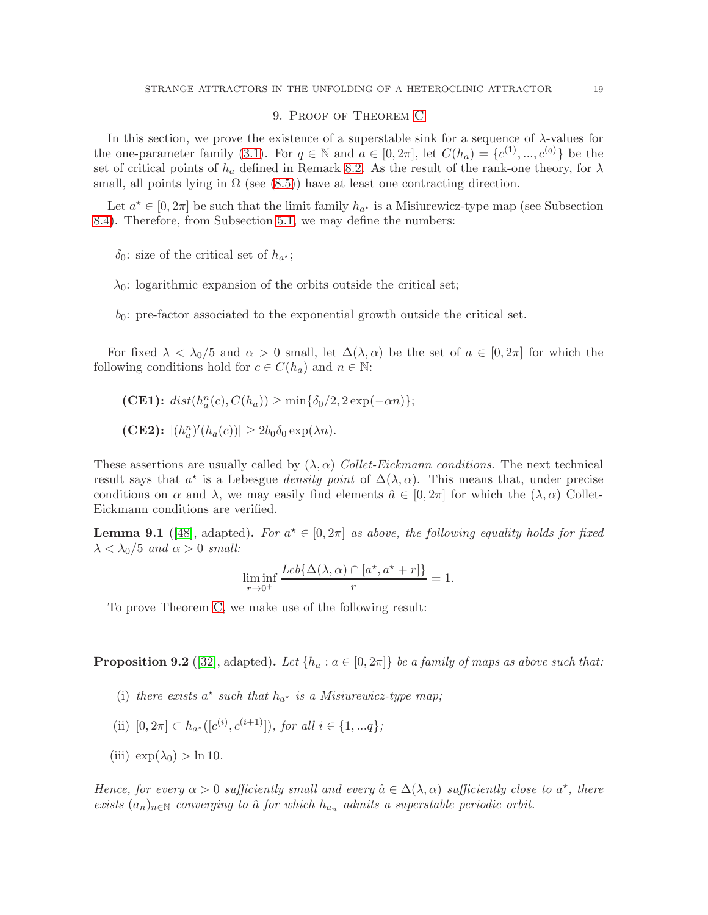## 9. Proof of Theorem C

In this section, we prove the existence of a superstable sink for a sequence of $\lambda$-values for the one-parameter family (3.1). For $q \in \mathbb{N}$ and $a \in [0, 2\pi]$, let $C(h_a) = \{c^{(1)}, ..., c^{(q)}\}$ be the set of critical points of $h_a$ defined in Remark 8.2. As the result of the rank-one theory, for $\lambda$ small, all points lying in $\Omega$ (see (8.5)) have at least one contracting direction.

Let $a^\star \in [0, 2\pi]$ be such that the limit family $h_{a^\star}$ is a Misiurewicz-type map (see Subsection 8.4). Therefore, from Subsection 5.1, we may define the numbers:

$\delta_0$: size of the critical set of $h_{a^\star}$;

$\lambda_0$: logarithmic expansion of the orbits outside the critical set;

$b_0$: pre-factor associated to the exponential growth outside the critical set.

For fixed $\lambda < \lambda_0/5$ and $\alpha > 0$ small, let $\Delta(\lambda, \alpha)$ be the set of $a \in [0, 2\pi]$ for which the following conditions hold for $c \in C(h_a)$ and $n \in \mathbb{N}$:

**(CE1):** $dist(h_a^n(c), C(h_a)) \geq \min\{\delta_0/2, 2\exp(-\alpha n)\}$;

**(CE2):** $|(h_a^n)'(h_a(c))| \geq 2b_0\delta_0 \exp(\lambda n)$.

These assertions are usually called by $(\lambda, \alpha)$ *Collet-Eickmann conditions*. The next technical result says that $a^\star$ is a Lebesgue *density point* of $\Delta(\lambda, \alpha)$. This means that, under precise conditions on $\alpha$ and $\lambda$, we may easily find elements $\hat{a} \in [0, 2\pi]$ for which the $(\lambda, \alpha)$ Collet-Eickmann conditions are verified.

**Lemma 9.1** ([48], adapted)**.** *For $a^\star \in [0, 2\pi]$ as above, the following equality holds for fixed $\lambda < \lambda_0/5$ and $\alpha > 0$ small:*

$$\liminf_{r \to 0^+} \frac{Leb\{\Delta(\lambda, \alpha) \cap [a^\star, a^\star + r]\}}{r} = 1.$$

To prove Theorem C, we make use of the following result:

**Proposition 9.2** ([32], adapted)**.** *Let $\{h_a : a \in [0, 2\pi]\}$ be a family of maps as above such that:*

(i) *there exists $a^\star$ such that $h_{a^\star}$ is a Misiurewicz-type map;*

(ii) *$[0, 2\pi] \subset h_{a^\star}([c^{(i)}, c^{(i+1)}])$, for all $i \in \{1, ...q\}$;*

(iii) $\exp(\lambda_0) > \ln 10$.

*Hence, for every $\alpha > 0$ sufficiently small and every $\hat{a} \in \Delta(\lambda, \alpha)$ sufficiently close to $a^\star$, there exists $(a_n)_{n \in \mathbb{N}}$ converging to $\hat{a}$ for which $h_{a_n}$ admits a superstable periodic orbit.*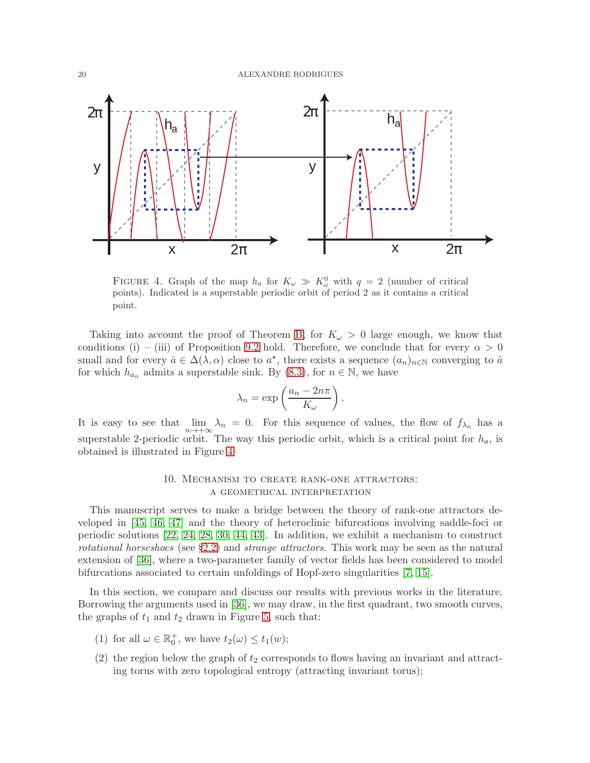FIGURE 4. Graph of the map $h_a$ for $K_\omega \gg K_\omega^0$ with $q = 2$ (number of critical points). Indicated is a superstable periodic orbit of period 2 as it contains a critical point.

Taking into account the proof of Theorem B, for $K_\omega > 0$ large enough, we know that conditions (i) – (iii) of Proposition 9.2 hold. Therefore, we conclude that for every $\alpha > 0$ small and for every $\hat{a} \in \Delta(\lambda, \alpha)$ close to $a^\star$, there exists a sequence $(a_n)_{n\in\mathbb{N}}$ converging to $\hat{a}$ for which $h_{a_n}$ admits a superstable sink. By (8.3), for $n \in \mathbb{N}$, we have

$$\lambda_n = \exp\left(\frac{a_n - 2n\pi}{K_\omega}\right).$$

It is easy to see that $\lim_{n\to+\infty} \lambda_n = 0$. For this sequence of values, the flow of $f_{\lambda_n}$ has a superstable 2-periodic orbit. The way this periodic orbit, which is a critical point for $h_a$, is obtained is illustrated in Figure 4.

## 10. Mechanism to create rank-one attractors: a geometrical interpretation

This manuscript serves to make a bridge between the theory of rank-one attractors developed in [45, 46, 47] and the theory of heteroclinic bifurcations involving saddle-foci or periodic solutions [22, 24, 28, 30, 44, 43]. In addition, we exhibit a mechanism to construct *rotational horseshoes* (see §2.2) and *strange attractors*. This work may be seen as the natural extension of [36], where a two-parameter family of vector fields has been considered to model bifurcations associated to certain unfoldings of Hopf-zero singularities [7, 15].

In this section, we compare and discuss our results with previous works in the literature. Borrowing the arguments used in [36], we may draw, in the first quadrant, two smooth curves, the graphs of $t_1$ and $t_2$ drawn in Figure 5, such that:

1. for all $\omega \in \mathbb{R}_0^+$, we have $t_2(\omega) \leq t_1(w)$;
2. the region below the graph of $t_2$ corresponds to flows having an invariant and attracting torus with zero topological entropy (attracting invariant torus);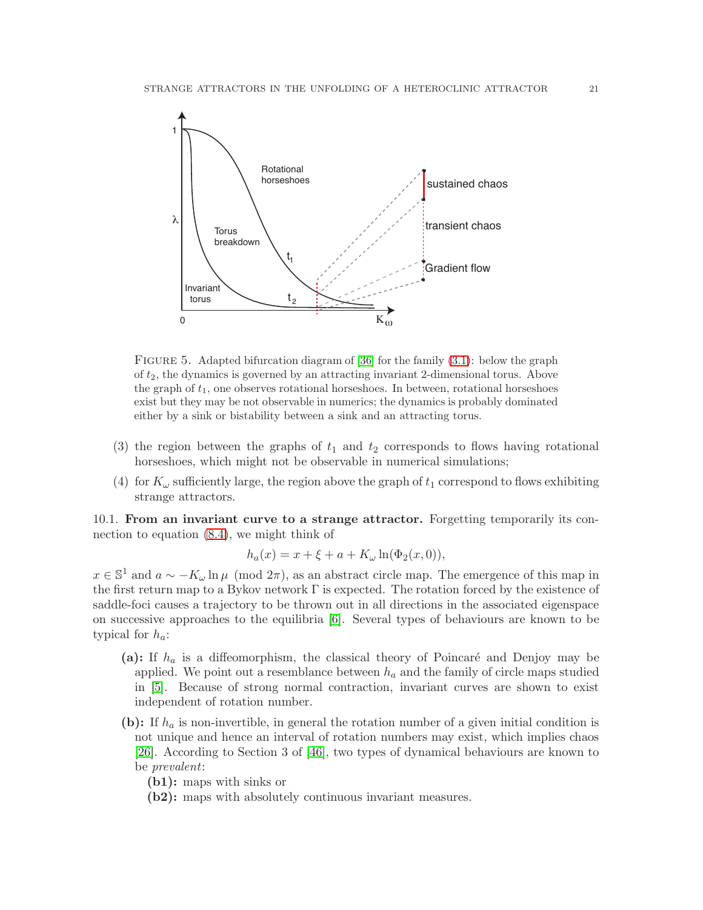FIGURE 5. Adapted bifurcation diagram of [36] for the family (3.1): below the graph of $t_2$, the dynamics is governed by an attracting invariant 2-dimensional torus. Above the graph of $t_1$, one observes rotational horseshoes. In between, rotational horseshoes exist but they may be not observable in numerics; the dynamics is probably dominated either by a sink or bistability between a sink and an attracting torus.

(3) the region between the graphs of $t_1$ and $t_2$ corresponds to flows having rotational horseshoes, which might not be observable in numerical simulations;

(4) for $K_\omega$ sufficiently large, the region above the graph of $t_1$ correspond to flows exhibiting strange attractors.

10.1. **From an invariant curve to a strange attractor.** Forgetting temporarily its connection to equation (8.4), we might think of

$$h_a(x) = x + \xi + a + K_\omega \ln(\Phi_2(x, 0)),$$

$x \in \mathbb{S}^1$ and $a \sim -K_\omega \ln \mu \pmod{2\pi}$, as an abstract circle map. The emergence of this map in the first return map to a Bykov network $\Gamma$ is expected. The rotation forced by the existence of saddle-foci causes a trajectory to be thrown out in all directions in the associated eigenspace on successive approaches to the equilibria [6]. Several types of behaviours are known to be typical for $h_a$:

- **(a):** If $h_a$ is a diffeomorphism, the classical theory of Poincaré and Denjoy may be applied. We point out a resemblance between $h_a$ and the family of circle maps studied in [5]. Because of strong normal contraction, invariant curves are shown to exist independent of rotation number.
- **(b):** If $h_a$ is non-invertible, in general the rotation number of a given initial condition is not unique and hence an interval of rotation numbers may exist, which implies chaos [26]. According to Section 3 of [46], two types of dynamical behaviours are known to be *prevalent*:
  - **(b1):** maps with sinks or
  - **(b2):** maps with absolutely continuous invariant measures.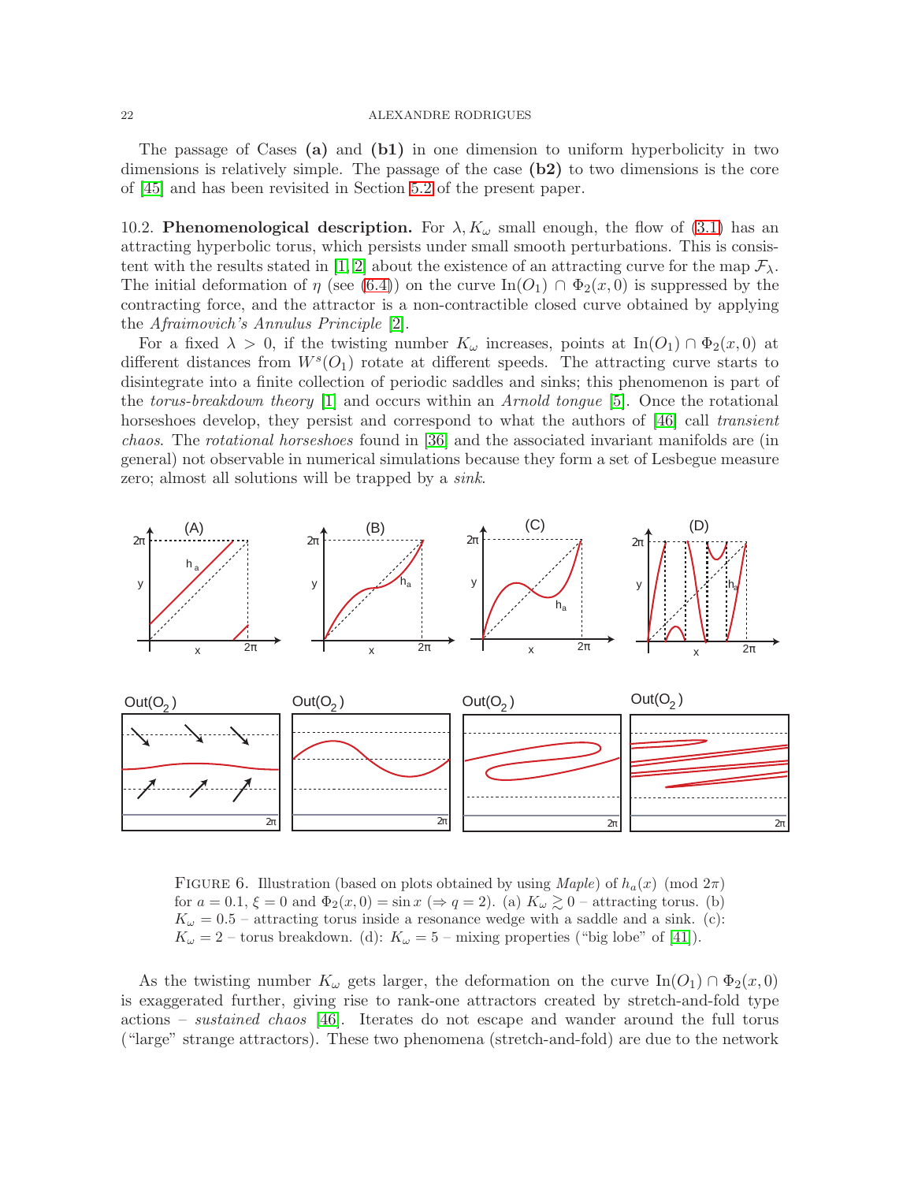The passage of Cases **(a)** and **(b1)** in one dimension to uniform hyperbolicity in two dimensions is relatively simple. The passage of the case **(b2)** to two dimensions is the core of [45] and has been revisited in Section 5.2 of the present paper.

10.2. **Phenomenological description.** For $\lambda, K_\omega$ small enough, the flow of (3.1) has an attracting hyperbolic torus, which persists under small smooth perturbations. This is consistent with the results stated in [1, 2] about the existence of an attracting curve for the map $\mathcal{F}_\lambda$. The initial deformation of $\eta$ (see (6.4)) on the curve $\text{In}(O_1) \cap \Phi_2(x, 0)$ is suppressed by the contracting force, and the attractor is a non-contractible closed curve obtained by applying the *Afraimovich's Annulus Principle* [2].

For a fixed $\lambda > 0$, if the twisting number $K_\omega$ increases, points at $\text{In}(O_1) \cap \Phi_2(x, 0)$ at different distances from $W^s(O_1)$ rotate at different speeds. The attracting curve starts to disintegrate into a finite collection of periodic saddles and sinks; this phenomenon is part of the *torus-breakdown theory* [1] and occurs within an *Arnold tongue* [5]. Once the rotational horseshoes develop, they persist and correspond to what the authors of [46] call *transient chaos*. The *rotational horseshoes* found in [36] and the associated invariant manifolds are (in general) not observable in numerical simulations because they form a set of Lesbegue measure zero; almost all solutions will be trapped by a *sink*.

FIGURE 6. Illustration (based on plots obtained by using *Maple*) of $h_a(x) \pmod{2\pi}$ for $a = 0.1$, $\xi = 0$ and $\Phi_2(x, 0) = \sin x$ ($\Rightarrow q = 2$). (a) $K_\omega \gtrsim 0$ – attracting torus. (b) $K_\omega = 0.5$ – attracting torus inside a resonance wedge with a saddle and a sink. (c): $K_\omega = 2$ – torus breakdown. (d): $K_\omega = 5$ – mixing properties ("big lobe" of [41]).

As the twisting number $K_\omega$ gets larger, the deformation on the curve $\text{In}(O_1) \cap \Phi_2(x, 0)$ is exaggerated further, giving rise to rank-one attractors created by stretch-and-fold type actions – *sustained chaos* [46]. Iterates do not escape and wander around the full torus ("large" strange attractors). These two phenomena (stretch-and-fold) are due to the network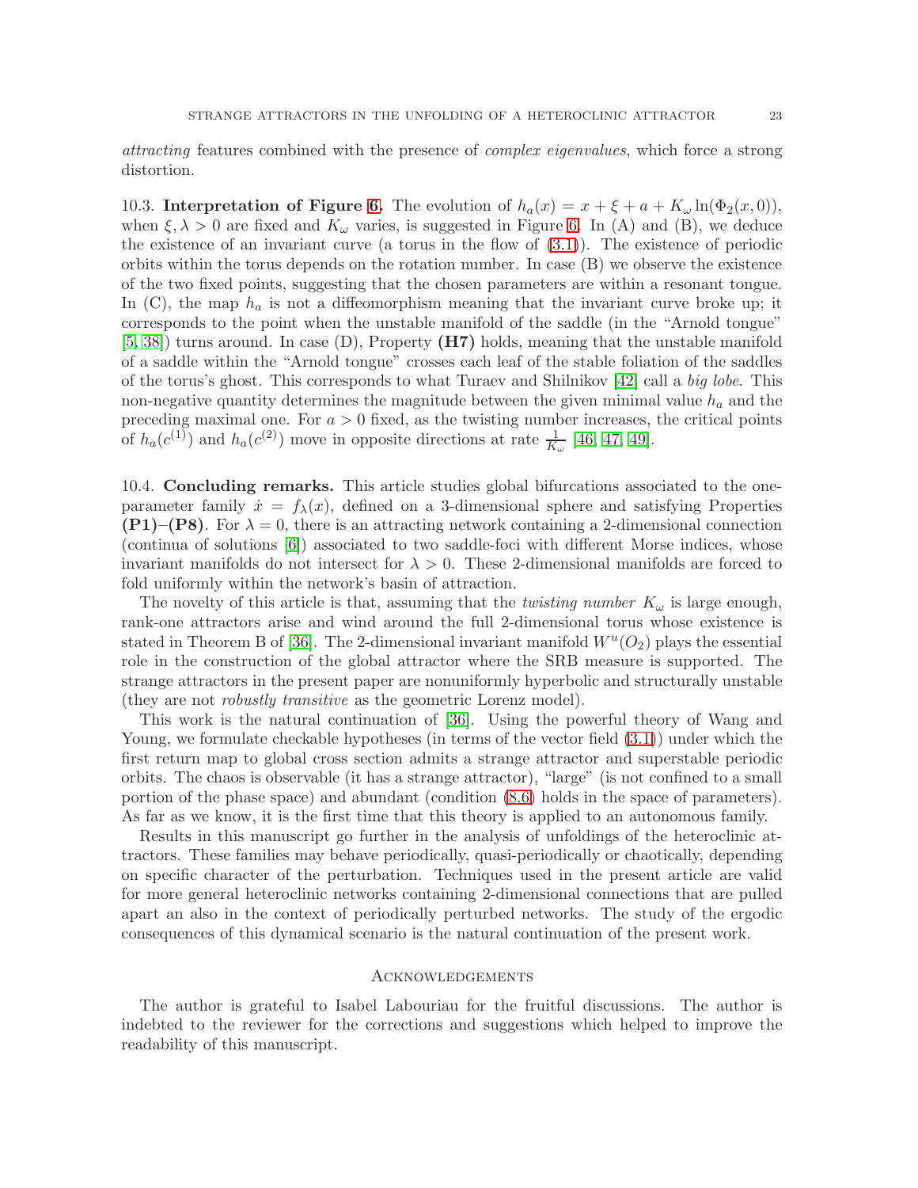*attracting* features combined with the presence of *complex eigenvalues*, which force a strong distortion.

10.3. **Interpretation of Figure 6.** The evolution of $h_a(x) = x + \xi + a + K_\omega \ln(\Phi_2(x, 0))$, when $\xi, \lambda > 0$ are fixed and $K_\omega$ varies, is suggested in Figure 6. In (A) and (B), we deduce the existence of an invariant curve (a torus in the flow of (3.1)). The existence of periodic orbits within the torus depends on the rotation number. In case (B) we observe the existence of the two fixed points, suggesting that the chosen parameters are within a resonant tongue. In (C), the map $h_a$ is not a diffeomorphism meaning that the invariant curve broke up; it corresponds to the point when the unstable manifold of the saddle (in the "Arnold tongue" [5, 38]) turns around. In case (D), Property **(H7)** holds, meaning that the unstable manifold of a saddle within the "Arnold tongue" crosses each leaf of the stable foliation of the saddles of the torus's ghost. This corresponds to what Turaev and Shilnikov [42] call a *big lobe*. This non-negative quantity determines the magnitude between the given minimal value $h_a$ and the preceding maximal one. For $a > 0$ fixed, as the twisting number increases, the critical points of $h_a(c^{(1)})$ and $h_a(c^{(2)})$ move in opposite directions at rate $\frac{1}{K_\omega}$ [46, 47, 49].

10.4. **Concluding remarks.** This article studies global bifurcations associated to the one-parameter family $\dot{x} = f_\lambda(x)$, defined on a 3-dimensional sphere and satisfying Properties **(P1)**–**(P8)**. For $\lambda = 0$, there is an attracting network containing a 2-dimensional connection (continua of solutions [6]) associated to two saddle-foci with different Morse indices, whose invariant manifolds do not intersect for $\lambda > 0$. These 2-dimensional manifolds are forced to fold uniformly within the network's basin of attraction.

The novelty of this article is that, assuming that the *twisting number* $K_\omega$ is large enough, rank-one attractors arise and wind around the full 2-dimensional torus whose existence is stated in Theorem B of [36]. The 2-dimensional invariant manifold $W^u(O_2)$ plays the essential role in the construction of the global attractor where the SRB measure is supported. The strange attractors in the present paper are nonuniformly hyperbolic and structurally unstable (they are not *robustly transitive* as the geometric Lorenz model).

This work is the natural continuation of [36]. Using the powerful theory of Wang and Young, we formulate checkable hypotheses (in terms of the vector field (3.1)) under which the first return map to global cross section admits a strange attractor and superstable periodic orbits. The chaos is observable (it has a strange attractor), "large" (is not confined to a small portion of the phase space) and abundant (condition (8.6) holds in the space of parameters). As far as we know, it is the first time that this theory is applied to an autonomous family.

Results in this manuscript go further in the analysis of unfoldings of the heteroclinic attractors. These families may behave periodically, quasi-periodically or chaotically, depending on specific character of the perturbation. Techniques used in the present article are valid for more general heteroclinic networks containing 2-dimensional connections that are pulled apart an also in the context of periodically perturbed networks. The study of the ergodic consequences of this dynamical scenario is the natural continuation of the present work.

## Acknowledgements

The author is grateful to Isabel Labouriau for the fruitful discussions. The author is indebted to the reviewer for the corrections and suggestions which helped to improve the readability of this manuscript.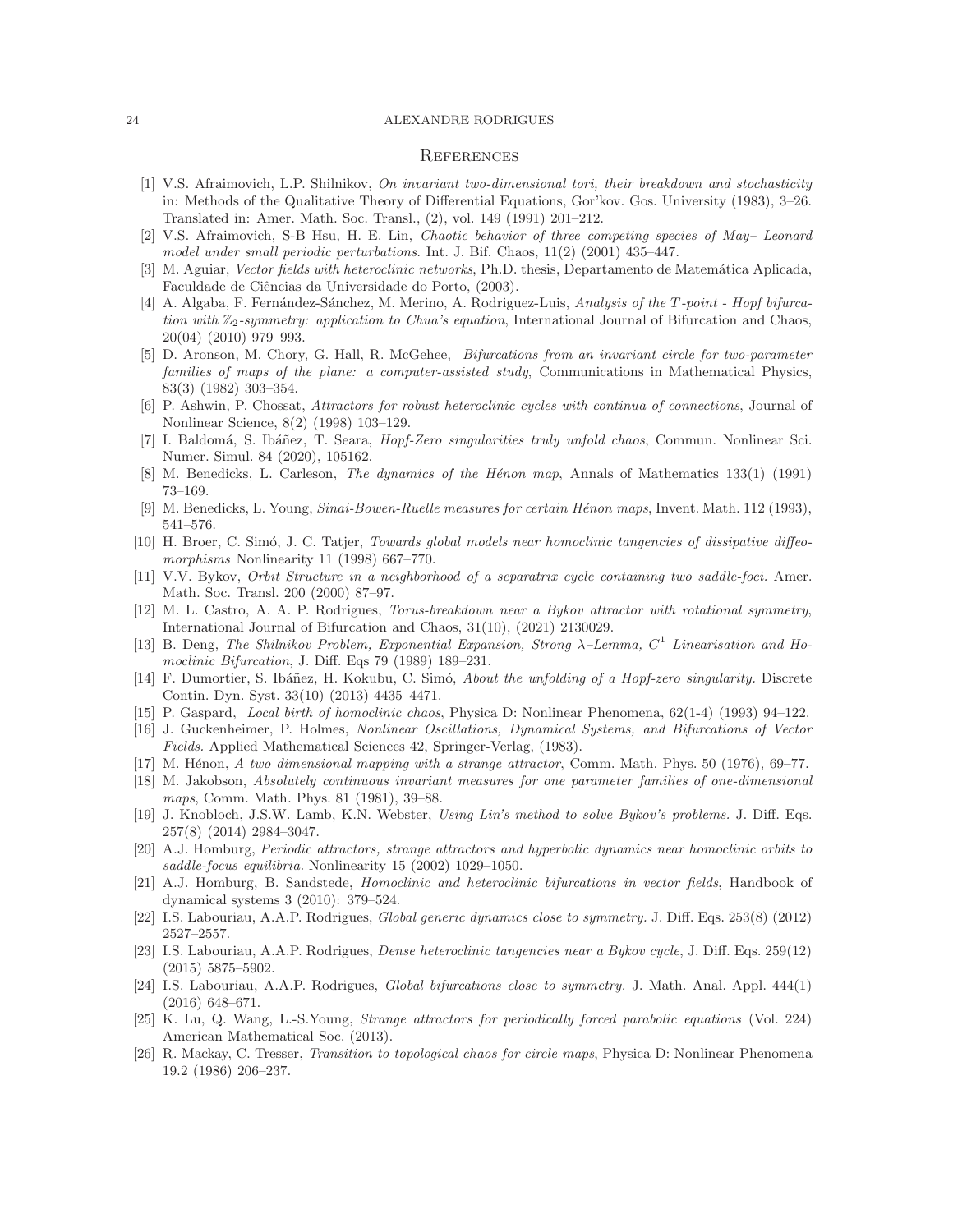## References

[1] V.S. Afraimovich, L.P. Shilnikov, *On invariant two-dimensional tori, their breakdown and stochasticity* in: Methods of the Qualitative Theory of Differential Equations, Gor'kov. Gos. University (1983), 3–26. Translated in: Amer. Math. Soc. Transl., (2), vol. 149 (1991) 201–212.

[2] V.S. Afraimovich, S-B Hsu, H. E. Lin, *Chaotic behavior of three competing species of May– Leonard model under small periodic perturbations.* Int. J. Bif. Chaos, 11(2) (2001) 435–447.

[3] M. Aguiar, *Vector fields with heteroclinic networks*, Ph.D. thesis, Departamento de Matemática Aplicada, Faculdade de Ciências da Universidade do Porto, (2003).

[4] A. Algaba, F. Fernández-Sánchez, M. Merino, A. Rodriguez-Luis, *Analysis of the T-point - Hopf bifurcation with $\mathbb{Z}_2$-symmetry: application to Chua's equation*, International Journal of Bifurcation and Chaos, 20(04) (2010) 979–993.

[5] D. Aronson, M. Chory, G. Hall, R. McGehee, *Bifurcations from an invariant circle for two-parameter families of maps of the plane: a computer-assisted study*, Communications in Mathematical Physics, 83(3) (1982) 303–354.

[6] P. Ashwin, P. Chossat, *Attractors for robust heteroclinic cycles with continua of connections*, Journal of Nonlinear Science, 8(2) (1998) 103–129.

[7] I. Baldomá, S. Ibáñez, T. Seara, *Hopf-Zero singularities truly unfold chaos*, Commun. Nonlinear Sci. Numer. Simul. 84 (2020), 105162.

[8] M. Benedicks, L. Carleson, *The dynamics of the Hénon map*, Annals of Mathematics 133(1) (1991) 73–169.

[9] M. Benedicks, L. Young, *Sinai-Bowen-Ruelle measures for certain Hénon maps*, Invent. Math. 112 (1993), 541–576.

[10] H. Broer, C. Simó, J. C. Tatjer, *Towards global models near homoclinic tangencies of dissipative diffeomorphisms* Nonlinearity 11 (1998) 667–770.

[11] V.V. Bykov, *Orbit Structure in a neighborhood of a separatrix cycle containing two saddle-foci.* Amer. Math. Soc. Transl. 200 (2000) 87–97.

[12] M. L. Castro, A. A. P. Rodrigues, *Torus-breakdown near a Bykov attractor with rotational symmetry*, International Journal of Bifurcation and Chaos, 31(10), (2021) 2130029.

[13] B. Deng, *The Shilnikov Problem, Exponential Expansion, Strong $\lambda$–Lemma, $C^1$ Linearisation and Homoclinic Bifurcation*, J. Diff. Eqs 79 (1989) 189–231.

[14] F. Dumortier, S. Ibáñez, H. Kokubu, C. Simó, *About the unfolding of a Hopf-zero singularity.* Discrete Contin. Dyn. Syst. 33(10) (2013) 4435–4471.

[15] P. Gaspard, *Local birth of homoclinic chaos*, Physica D: Nonlinear Phenomena, 62(1-4) (1993) 94–122.

[16] J. Guckenheimer, P. Holmes, *Nonlinear Oscillations, Dynamical Systems, and Bifurcations of Vector Fields.* Applied Mathematical Sciences 42, Springer-Verlag, (1983).

[17] M. Hénon, *A two dimensional mapping with a strange attractor*, Comm. Math. Phys. 50 (1976), 69–77.

[18] M. Jakobson, *Absolutely continuous invariant measures for one parameter families of one-dimensional maps*, Comm. Math. Phys. 81 (1981), 39–88.

[19] J. Knobloch, J.S.W. Lamb, K.N. Webster, *Using Lin's method to solve Bykov's problems.* J. Diff. Eqs. 257(8) (2014) 2984–3047.

[20] A.J. Homburg, *Periodic attractors, strange attractors and hyperbolic dynamics near homoclinic orbits to saddle-focus equilibria.* Nonlinearity 15 (2002) 1029–1050.

[21] A.J. Homburg, B. Sandstede, *Homoclinic and heteroclinic bifurcations in vector fields*, Handbook of dynamical systems 3 (2010): 379–524.

[22] I.S. Labouriau, A.A.P. Rodrigues, *Global generic dynamics close to symmetry.* J. Diff. Eqs. 253(8) (2012) 2527–2557.

[23] I.S. Labouriau, A.A.P. Rodrigues, *Dense heteroclinic tangencies near a Bykov cycle*, J. Diff. Eqs. 259(12) (2015) 5875–5902.

[24] I.S. Labouriau, A.A.P. Rodrigues, *Global bifurcations close to symmetry.* J. Math. Anal. Appl. 444(1) (2016) 648–671.

[25] K. Lu, Q. Wang, L.-S.Young, *Strange attractors for periodically forced parabolic equations* (Vol. 224) American Mathematical Soc. (2013).

[26] R. Mackay, C. Tresser, *Transition to topological chaos for circle maps*, Physica D: Nonlinear Phenomena 19.2 (1986) 206–237.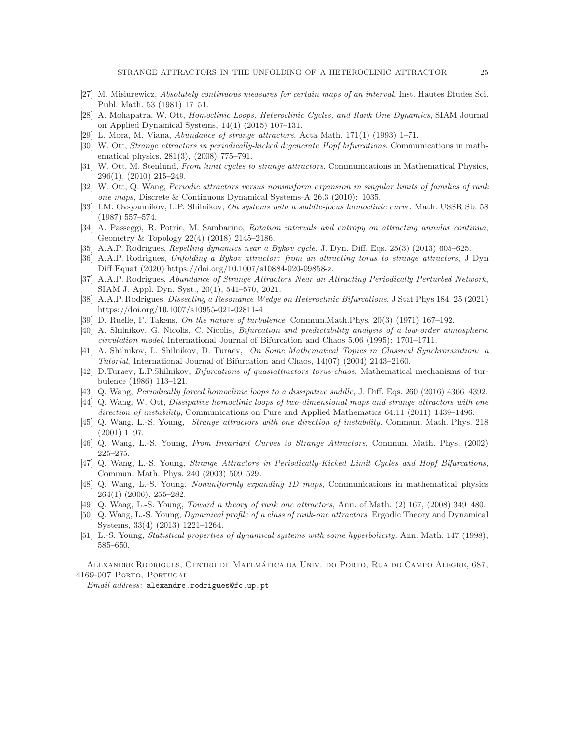[27] M. Misiurewicz, *Absolutely continuous measures for certain maps of an interval*, Inst. Hautes Études Sci. Publ. Math. 53 (1981) 17–51.

[28] A. Mohapatra, W. Ott, *Homoclinic Loops, Heteroclinic Cycles, and Rank One Dynamics*, SIAM Journal on Applied Dynamical Systems, 14(1) (2015) 107–131.

[29] L. Mora, M. Viana, *Abundance of strange attractors*, Acta Math. 171(1) (1993) 1–71.

[30] W. Ott, *Strange attractors in periodically-kicked degenerate Hopf bifurcations*. Communications in mathematical physics, 281(3), (2008) 775–791.

[31] W. Ott, M. Stenlund, *From limit cycles to strange attractors*. Communications in Mathematical Physics, 296(1), (2010) 215–249.

[32] W. Ott, Q. Wang, *Periodic attractors versus nonuniform expansion in singular limits of families of rank one maps*, Discrete & Continuous Dynamical Systems-A 26.3 (2010): 1035.

[33] I.M. Ovsyannikov, L.P. Shilnikov, *On systems with a saddle-focus homoclinic curve*. Math. USSR Sb. 58 (1987) 557–574.

[34] A. Passeggi, R. Potrie, M. Sambarino, *Rotation intervals and entropy on attracting annular continua*, Geometry & Topology 22(4) (2018) 2145–2186.

[35] A.A.P. Rodrigues, *Repelling dynamics near a Bykov cycle*. J. Dyn. Diff. Eqs. 25(3) (2013) 605–625.

[36] A.A.P. Rodrigues, *Unfolding a Bykov attractor: from an attracting torus to strange attractors*, J Dyn Diff Equat (2020) https://doi.org/10.1007/s10884-020-09858-z.

[37] A.A.P. Rodrigues, *Abundance of Strange Attractors Near an Attracting Periodically Perturbed Network*, SIAM J. Appl. Dyn. Syst., 20(1), 541–570, 2021.

[38] A.A.P. Rodrigues, *Dissecting a Resonance Wedge on Heteroclinic Bifurcations*, J Stat Phys 184, 25 (2021) https://doi.org/10.1007/s10955-021-02811-4

[39] D. Ruelle, F. Takens, *On the nature of turbulence*. Commun.Math.Phys. 20(3) (1971) 167–192.

[40] A. Shilnikov, G. Nicolis, C. Nicolis, *Bifurcation and predictability analysis of a low-order atmospheric circulation model*, International Journal of Bifurcation and Chaos 5.06 (1995): 1701–1711.

[41] A. Shilnikov, L. Shilnikov, D. Turaev, *On Some Mathematical Topics in Classical Synchronization: a Tutorial*, International Journal of Bifurcation and Chaos, 14(07) (2004) 2143–2160.

[42] D.Turaev, L.P.Shilnikov, *Bifurcations of quasiattractors torus-chaos*, Mathematical mechanisms of turbulence (1986) 113–121.

[43] Q. Wang, *Periodically forced homoclinic loops to a dissipative saddle*, J. Diff. Eqs. 260 (2016) 4366–4392.

[44] Q. Wang, W. Ott, *Dissipative homoclinic loops of two-dimensional maps and strange attractors with one direction of instability*, Communications on Pure and Applied Mathematics 64.11 (2011) 1439–1496.

[45] Q. Wang, L.-S. Young, *Strange attractors with one direction of instability*. Commun. Math. Phys. 218 (2001) 1–97.

[46] Q. Wang, L.-S. Young, *From Invariant Curves to Strange Attractors*, Commun. Math. Phys. (2002) 225–275.

[47] Q. Wang, L.-S. Young, *Strange Attractors in Periodically-Kicked Limit Cycles and Hopf Bifurcations*, Commun. Math. Phys. 240 (2003) 509–529.

[48] Q. Wang, L.-S. Young, *Nonuniformly expanding 1D maps*, Communications in mathematical physics 264(1) (2006), 255–282.

[49] Q. Wang, L.-S. Young, *Toward a theory of rank one attractors*, Ann. of Math. (2) 167, (2008) 349–480.

[50] Q. Wang, L.-S. Young, *Dynamical profile of a class of rank-one attractors*. Ergodic Theory and Dynamical Systems, 33(4) (2013) 1221–1264.

[51] L.-S. Young, *Statistical properties of dynamical systems with some hyperbolicity,* Ann. Math. 147 (1998), 585–650.

Alexandre Rodrigues, Centro de Matemática da Univ. do Porto, Rua do Campo Alegre, 687, 4169-007 Porto, Portugal

*Email address*: alexandre.rodrigues@fc.up.pt